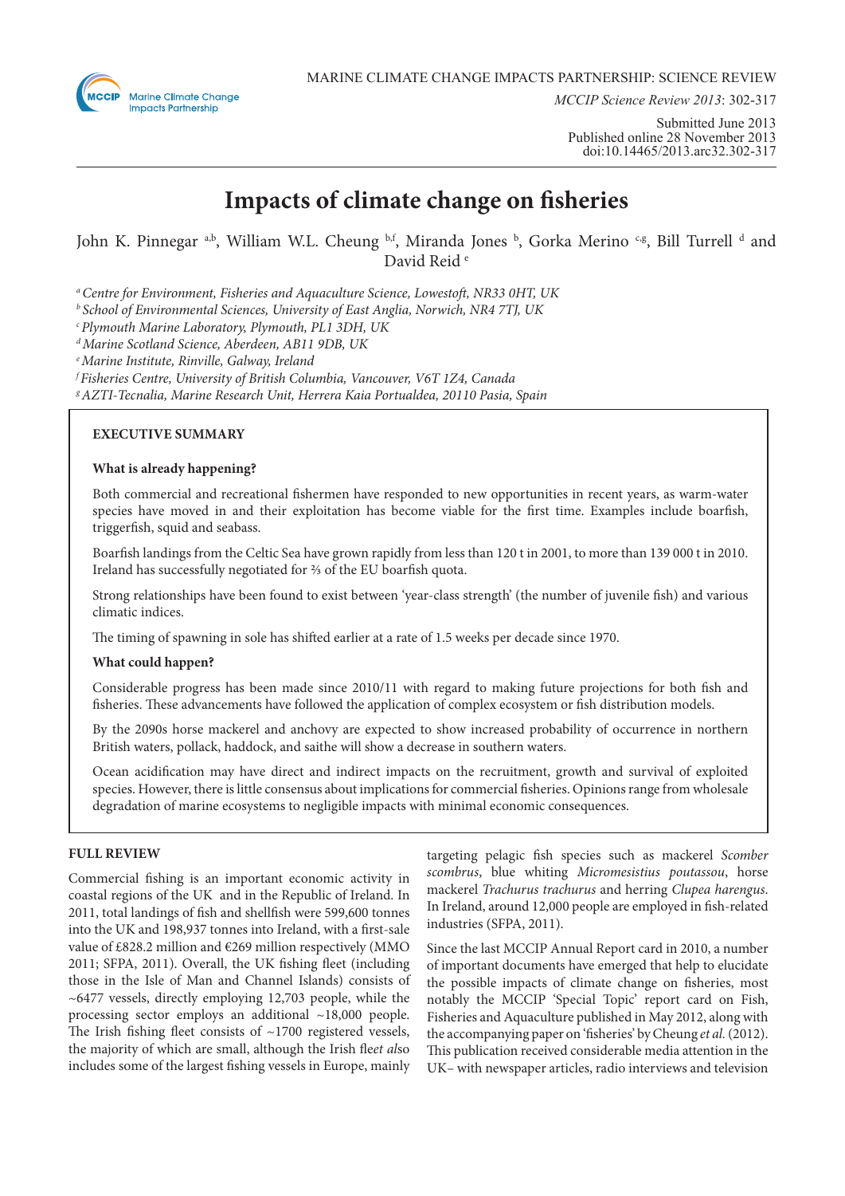MARINE CLIMATE CHANGE IMPACTS PARTNERSHIP: SCIENCE REVIEW

*MCCIP Science Review 2013*: 302-317

Submitted June 2013
Published online 28 November 2013
doi:10.14465/2013.arc32.302-317

# Impacts of climate change on fisheries

John K. Pinnegar [a,b], William W.L. Cheung [b,f], Miranda Jones [b], Gorka Merino [c,g], Bill Turrell [d] and David Reid [e]

[a] *Centre for Environment, Fisheries and Aquaculture Science, Lowestoft, NR33 0HT, UK*
[b] *School of Environmental Sciences, University of East Anglia, Norwich, NR4 7TJ, UK*
[c] *Plymouth Marine Laboratory, Plymouth, PL1 3DH, UK*
[d] *Marine Scotland Science, Aberdeen, AB11 9DB, UK*
[e] *Marine Institute, Rinville, Galway, Ireland*
[f] *Fisheries Centre, University of British Columbia, Vancouver, V6T 1Z4, Canada*
[g] *AZTI-Tecnalia, Marine Research Unit, Herrera Kaia Portualdea, 20110 Pasia, Spain*

## EXECUTIVE SUMMARY

**What is already happening?**

Both commercial and recreational fishermen have responded to new opportunities in recent years, as warm-water species have moved in and their exploitation has become viable for the first time. Examples include boarfish, triggerfish, squid and seabass.

Boarfish landings from the Celtic Sea have grown rapidly from less than 120 t in 2001, to more than 139 000 t in 2010. Ireland has successfully negotiated for ⅔ of the EU boarfish quota.

Strong relationships have been found to exist between 'year-class strength' (the number of juvenile fish) and various climatic indices.

The timing of spawning in sole has shifted earlier at a rate of 1.5 weeks per decade since 1970.

**What could happen?**

Considerable progress has been made since 2010/11 with regard to making future projections for both fish and fisheries. These advancements have followed the application of complex ecosystem or fish distribution models.

By the 2090s horse mackerel and anchovy are expected to show increased probability of occurrence in northern British waters, pollack, haddock, and saithe will show a decrease in southern waters.

Ocean acidification may have direct and indirect impacts on the recruitment, growth and survival of exploited species. However, there is little consensus about implications for commercial fisheries. Opinions range from wholesale degradation of marine ecosystems to negligible impacts with minimal economic consequences.

## FULL REVIEW

Commercial fishing is an important economic activity in coastal regions of the UK and in the Republic of Ireland. In 2011, total landings of fish and shellfish were 599,600 tonnes into the UK and 198,937 tonnes into Ireland, with a first-sale value of £828.2 million and €269 million respectively (MMO 2011; SFPA, 2011). Overall, the UK fishing fleet (including those in the Isle of Man and Channel Islands) consists of ~6477 vessels, directly employing 12,703 people, while the processing sector employs an additional ~18,000 people. The Irish fishing fleet consists of ~1700 registered vessels, the majority of which are small, although the Irish fleet also includes some of the largest fishing vessels in Europe, mainly targeting pelagic fish species such as mackerel *Scomber scombrus*, blue whiting *Micromesistius poutassou*, horse mackerel *Trachurus trachurus* and herring *Clupea harengus*. In Ireland, around 12,000 people are employed in fish-related industries (SFPA, 2011).

Since the last MCCIP Annual Report card in 2010, a number of important documents have emerged that help to elucidate the possible impacts of climate change on fisheries, most notably the MCCIP 'Special Topic' report card on Fish, Fisheries and Aquaculture published in May 2012, along with the accompanying paper on 'fisheries' by Cheung *et al.* (2012). This publication received considerable media attention in the UK– with newspaper articles, radio interviews and television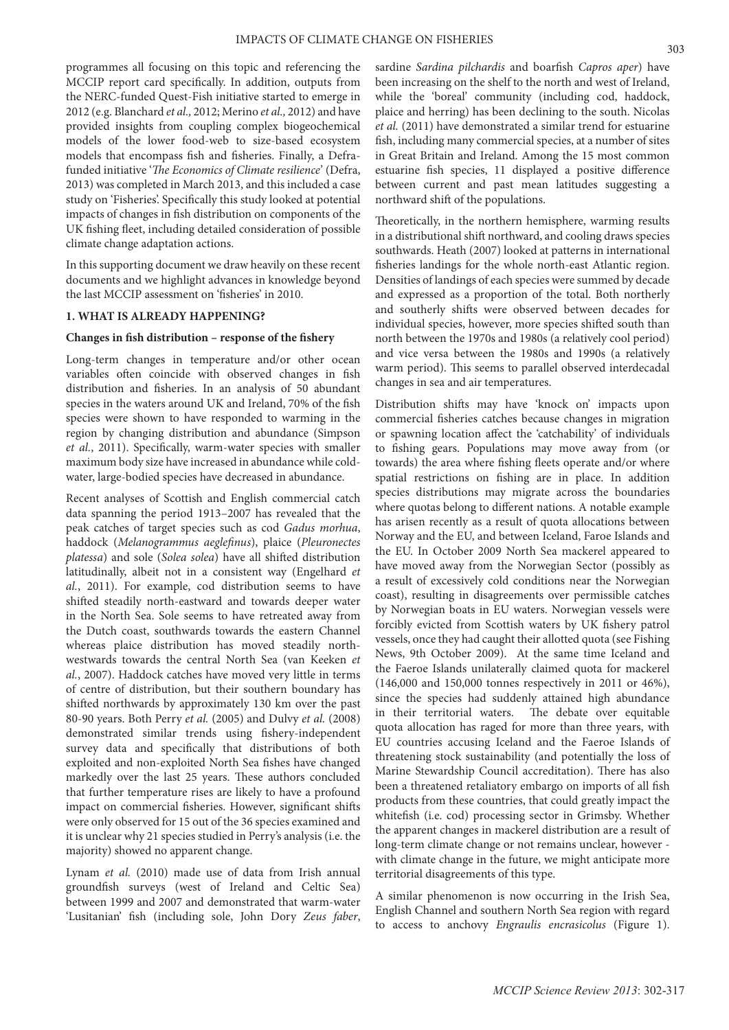programmes all focusing on this topic and referencing the MCCIP report card specifically. In addition, outputs from the NERC-funded Quest-Fish initiative started to emerge in 2012 (e.g. Blanchard *et al.,* 2012; Merino *et al.,* 2012) and have provided insights from coupling complex biogeochemical models of the lower food-web to size-based ecosystem models that encompass fish and fisheries. Finally, a Defra-funded initiative '*The Economics of Climate resilience*' (Defra, 2013) was completed in March 2013, and this included a case study on 'Fisheries'. Specifically this study looked at potential impacts of changes in fish distribution on components of the UK fishing fleet, including detailed consideration of possible climate change adaptation actions.

In this supporting document we draw heavily on these recent documents and we highlight advances in knowledge beyond the last MCCIP assessment on 'fisheries' in 2010.

## 1. WHAT IS ALREADY HAPPENING?

### Changes in fish distribution – response of the fishery

Long-term changes in temperature and/or other ocean variables often coincide with observed changes in fish distribution and fisheries. In an analysis of 50 abundant species in the waters around UK and Ireland, 70% of the fish species were shown to have responded to warming in the region by changing distribution and abundance (Simpson *et al.*, 2011). Specifically, warm-water species with smaller maximum body size have increased in abundance while cold-water, large-bodied species have decreased in abundance.

Recent analyses of Scottish and English commercial catch data spanning the period 1913–2007 has revealed that the peak catches of target species such as cod *Gadus morhua*, haddock (*Melanogrammus aeglefinus*), plaice (*Pleuronectes platessa*) and sole (*Solea solea*) have all shifted distribution latitudinally, albeit not in a consistent way (Engelhard *et al.*, 2011). For example, cod distribution seems to have shifted steadily north-eastward and towards deeper water in the North Sea. Sole seems to have retreated away from the Dutch coast, southwards towards the eastern Channel whereas plaice distribution has moved steadily north-westwards towards the central North Sea (van Keeken *et al.*, 2007). Haddock catches have moved very little in terms of centre of distribution, but their southern boundary has shifted northwards by approximately 130 km over the past 80-90 years. Both Perry *et al.* (2005) and Dulvy *et al.* (2008) demonstrated similar trends using fishery-independent survey data and specifically that distributions of both exploited and non-exploited North Sea fishes have changed markedly over the last 25 years. These authors concluded that further temperature rises are likely to have a profound impact on commercial fisheries. However, significant shifts were only observed for 15 out of the 36 species examined and it is unclear why 21 species studied in Perry's analysis (i.e. the majority) showed no apparent change.

Lynam *et al.* (2010) made use of data from Irish annual groundfish surveys (west of Ireland and Celtic Sea) between 1999 and 2007 and demonstrated that warm-water 'Lusitanian' fish (including sole, John Dory *Zeus faber*, sardine *Sardina pilchardis* and boarfish *Capros aper*) have been increasing on the shelf to the north and west of Ireland, while the 'boreal' community (including cod, haddock, plaice and herring) has been declining to the south. Nicolas *et al.* (2011) have demonstrated a similar trend for estuarine fish, including many commercial species, at a number of sites in Great Britain and Ireland. Among the 15 most common estuarine fish species, 11 displayed a positive difference between current and past mean latitudes suggesting a northward shift of the populations.

Theoretically, in the northern hemisphere, warming results in a distributional shift northward, and cooling draws species southwards. Heath (2007) looked at patterns in international fisheries landings for the whole north-east Atlantic region. Densities of landings of each species were summed by decade and expressed as a proportion of the total. Both northerly and southerly shifts were observed between decades for individual species, however, more species shifted south than north between the 1970s and 1980s (a relatively cool period) and vice versa between the 1980s and 1990s (a relatively warm period). This seems to parallel observed interdecadal changes in sea and air temperatures.

Distribution shifts may have 'knock on' impacts upon commercial fisheries catches because changes in migration or spawning location affect the 'catchability' of individuals to fishing gears. Populations may move away from (or towards) the area where fishing fleets operate and/or where spatial restrictions on fishing are in place. In addition species distributions may migrate across the boundaries where quotas belong to different nations. A notable example has arisen recently as a result of quota allocations between Norway and the EU, and between Iceland, Faroe Islands and the EU. In October 2009 North Sea mackerel appeared to have moved away from the Norwegian Sector (possibly as a result of excessively cold conditions near the Norwegian coast), resulting in disagreements over permissible catches by Norwegian boats in EU waters. Norwegian vessels were forcibly evicted from Scottish waters by UK fishery patrol vessels, once they had caught their allotted quota (see Fishing News, 9th October 2009). At the same time Iceland and the Faeroe Islands unilaterally claimed quota for mackerel (146,000 and 150,000 tonnes respectively in 2011 or 46%), since the species had suddenly attained high abundance in their territorial waters. The debate over equitable quota allocation has raged for more than three years, with EU countries accusing Iceland and the Faeroe Islands of threatening stock sustainability (and potentially the loss of Marine Stewardship Council accreditation). There has also been a threatened retaliatory embargo on imports of all fish products from these countries, that could greatly impact the whitefish (i.e. cod) processing sector in Grimsby. Whether the apparent changes in mackerel distribution are a result of long-term climate change or not remains unclear, however - with climate change in the future, we might anticipate more territorial disagreements of this type.

A similar phenomenon is now occurring in the Irish Sea, English Channel and southern North Sea region with regard to access to anchovy *Engraulis encrasicolus* (Figure 1).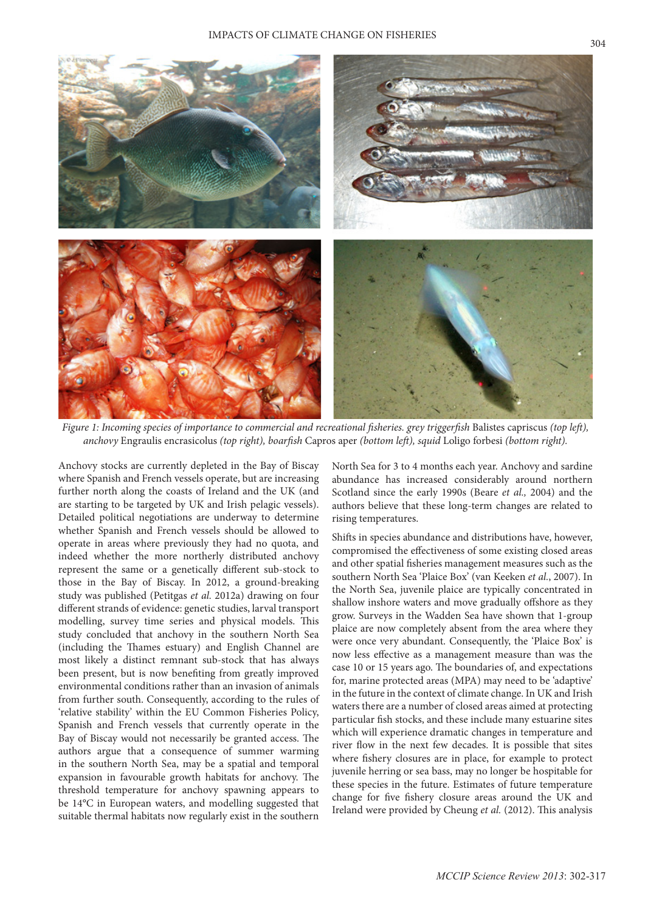*Figure 1: Incoming species of importance to commercial and recreational fisheries. grey triggerfish* Balistes capriscus *(top left), anchovy* Engraulis encrasicolus *(top right), boarfish* Capros aper *(bottom left), squid* Loligo forbesi *(bottom right).*

Anchovy stocks are currently depleted in the Bay of Biscay where Spanish and French vessels operate, but are increasing further north along the coasts of Ireland and the UK (and are starting to be targeted by UK and Irish pelagic vessels). Detailed political negotiations are underway to determine whether Spanish and French vessels should be allowed to operate in areas where previously they had no quota, and indeed whether the more northerly distributed anchovy represent the same or a genetically different sub-stock to those in the Bay of Biscay. In 2012, a ground-breaking study was published (Petitgas *et al.* 2012a) drawing on four different strands of evidence: genetic studies, larval transport modelling, survey time series and physical models. This study concluded that anchovy in the southern North Sea (including the Thames estuary) and English Channel are most likely a distinct remnant sub-stock that has always been present, but is now benefiting from greatly improved environmental conditions rather than an invasion of animals from further south. Consequently, according to the rules of 'relative stability' within the EU Common Fisheries Policy, Spanish and French vessels that currently operate in the Bay of Biscay would not necessarily be granted access. The authors argue that a consequence of summer warming in the southern North Sea, may be a spatial and temporal expansion in favourable growth habitats for anchovy. The threshold temperature for anchovy spawning appears to be 14°C in European waters, and modelling suggested that suitable thermal habitats now regularly exist in the southern North Sea for 3 to 4 months each year. Anchovy and sardine abundance has increased considerably around northern Scotland since the early 1990s (Beare *et al.,* 2004) and the authors believe that these long-term changes are related to rising temperatures.

Shifts in species abundance and distributions have, however, compromised the effectiveness of some existing closed areas and other spatial fisheries management measures such as the southern North Sea 'Plaice Box' (van Keeken *et al.*, 2007). In the North Sea, juvenile plaice are typically concentrated in shallow inshore waters and move gradually offshore as they grow. Surveys in the Wadden Sea have shown that 1-group plaice are now completely absent from the area where they were once very abundant. Consequently, the 'Plaice Box' is now less effective as a management measure than was the case 10 or 15 years ago. The boundaries of, and expectations for, marine protected areas (MPA) may need to be 'adaptive' in the future in the context of climate change. In UK and Irish waters there are a number of closed areas aimed at protecting particular fish stocks, and these include many estuarine sites which will experience dramatic changes in temperature and river flow in the next few decades. It is possible that sites where fishery closures are in place, for example to protect juvenile herring or sea bass, may no longer be hospitable for these species in the future. Estimates of future temperature change for five fishery closure areas around the UK and Ireland were provided by Cheung *et al.* (2012). This analysis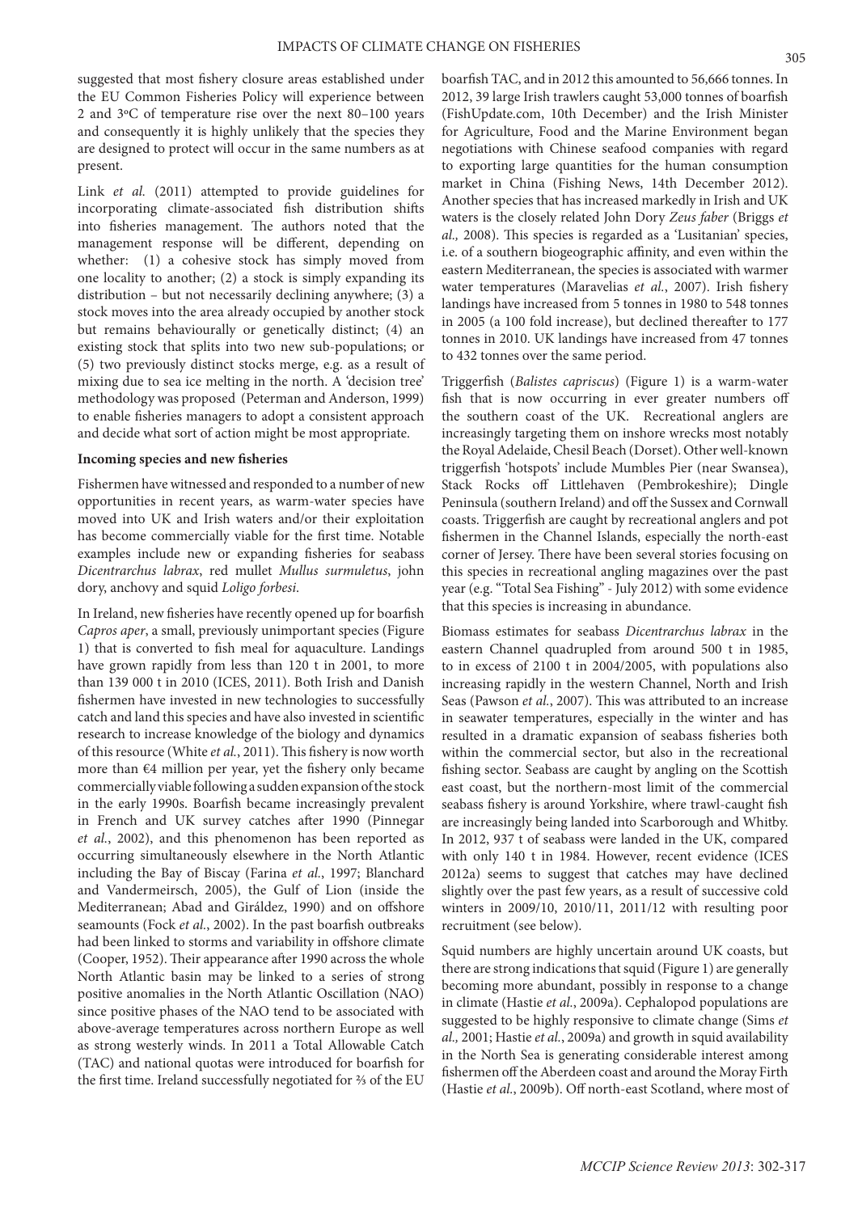suggested that most fishery closure areas established under the EU Common Fisheries Policy will experience between 2 and 3°C of temperature rise over the next 80–100 years and consequently it is highly unlikely that the species they are designed to protect will occur in the same numbers as at present.

Link *et al.* (2011) attempted to provide guidelines for incorporating climate-associated fish distribution shifts into fisheries management. The authors noted that the management response will be different, depending on whether: (1) a cohesive stock has simply moved from one locality to another; (2) a stock is simply expanding its distribution – but not necessarily declining anywhere; (3) a stock moves into the area already occupied by another stock but remains behaviourally or genetically distinct; (4) an existing stock that splits into two new sub-populations; or (5) two previously distinct stocks merge, e.g. as a result of mixing due to sea ice melting in the north. A 'decision tree' methodology was proposed (Peterman and Anderson, 1999) to enable fisheries managers to adopt a consistent approach and decide what sort of action might be most appropriate.

**Incoming species and new fisheries**

Fishermen have witnessed and responded to a number of new opportunities in recent years, as warm-water species have moved into UK and Irish waters and/or their exploitation has become commercially viable for the first time. Notable examples include new or expanding fisheries for seabass *Dicentrarchus labrax*, red mullet *Mullus surmuletus*, john dory, anchovy and squid *Loligo forbesi*.

In Ireland, new fisheries have recently opened up for boarfish *Capros aper*, a small, previously unimportant species (Figure 1) that is converted to fish meal for aquaculture. Landings have grown rapidly from less than 120 t in 2001, to more than 139 000 t in 2010 (ICES, 2011). Both Irish and Danish fishermen have invested in new technologies to successfully catch and land this species and have also invested in scientific research to increase knowledge of the biology and dynamics of this resource (White *et al.*, 2011). This fishery is now worth more than €4 million per year, yet the fishery only became commercially viable following a sudden expansion of the stock in the early 1990s. Boarfish became increasingly prevalent in French and UK survey catches after 1990 (Pinnegar *et al.*, 2002), and this phenomenon has been reported as occurring simultaneously elsewhere in the North Atlantic including the Bay of Biscay (Farina *et al.*, 1997; Blanchard and Vandermeirsch, 2005), the Gulf of Lion (inside the Mediterranean; Abad and Giráldez, 1990) and on offshore seamounts (Fock *et al.*, 2002). In the past boarfish outbreaks had been linked to storms and variability in offshore climate (Cooper, 1952). Their appearance after 1990 across the whole North Atlantic basin may be linked to a series of strong positive anomalies in the North Atlantic Oscillation (NAO) since positive phases of the NAO tend to be associated with above-average temperatures across northern Europe as well as strong westerly winds. In 2011 a Total Allowable Catch (TAC) and national quotas were introduced for boarfish for the first time. Ireland successfully negotiated for ⅔ of the EU boarfish TAC, and in 2012 this amounted to 56,666 tonnes. In 2012, 39 large Irish trawlers caught 53,000 tonnes of boarfish (FishUpdate.com, 10th December) and the Irish Minister for Agriculture, Food and the Marine Environment began negotiations with Chinese seafood companies with regard to exporting large quantities for the human consumption market in China (Fishing News, 14th December 2012). Another species that has increased markedly in Irish and UK waters is the closely related John Dory *Zeus faber* (Briggs *et al.,* 2008). This species is regarded as a 'Lusitanian' species, i.e. of a southern biogeographic affinity, and even within the eastern Mediterranean, the species is associated with warmer water temperatures (Maravelias *et al.*, 2007). Irish fishery landings have increased from 5 tonnes in 1980 to 548 tonnes in 2005 (a 100 fold increase), but declined thereafter to 177 tonnes in 2010. UK landings have increased from 47 tonnes to 432 tonnes over the same period.

Triggerfish (*Balistes capriscus*) (Figure 1) is a warm-water fish that is now occurring in ever greater numbers off the southern coast of the UK. Recreational anglers are increasingly targeting them on inshore wrecks most notably the Royal Adelaide, Chesil Beach (Dorset). Other well-known triggerfish 'hotspots' include Mumbles Pier (near Swansea), Stack Rocks off Littlehaven (Pembrokeshire); Dingle Peninsula (southern Ireland) and off the Sussex and Cornwall coasts. Triggerfish are caught by recreational anglers and pot fishermen in the Channel Islands, especially the north-east corner of Jersey. There have been several stories focusing on this species in recreational angling magazines over the past year (e.g. "Total Sea Fishing" - July 2012) with some evidence that this species is increasing in abundance.

Biomass estimates for seabass *Dicentrarchus labrax* in the eastern Channel quadrupled from around 500 t in 1985, to in excess of 2100 t in 2004/2005, with populations also increasing rapidly in the western Channel, North and Irish Seas (Pawson *et al.*, 2007). This was attributed to an increase in seawater temperatures, especially in the winter and has resulted in a dramatic expansion of seabass fisheries both within the commercial sector, but also in the recreational fishing sector. Seabass are caught by angling on the Scottish east coast, but the northern-most limit of the commercial seabass fishery is around Yorkshire, where trawl-caught fish are increasingly being landed into Scarborough and Whitby. In 2012, 937 t of seabass were landed in the UK, compared with only 140 t in 1984. However, recent evidence (ICES 2012a) seems to suggest that catches may have declined slightly over the past few years, as a result of successive cold winters in 2009/10, 2010/11, 2011/12 with resulting poor recruitment (see below).

Squid numbers are highly uncertain around UK coasts, but there are strong indications that squid (Figure 1) are generally becoming more abundant, possibly in response to a change in climate (Hastie *et al.*, 2009a). Cephalopod populations are suggested to be highly responsive to climate change (Sims *et al.,* 2001; Hastie *et al.*, 2009a) and growth in squid availability in the North Sea is generating considerable interest among fishermen off the Aberdeen coast and around the Moray Firth (Hastie *et al.*, 2009b). Off north-east Scotland, where most of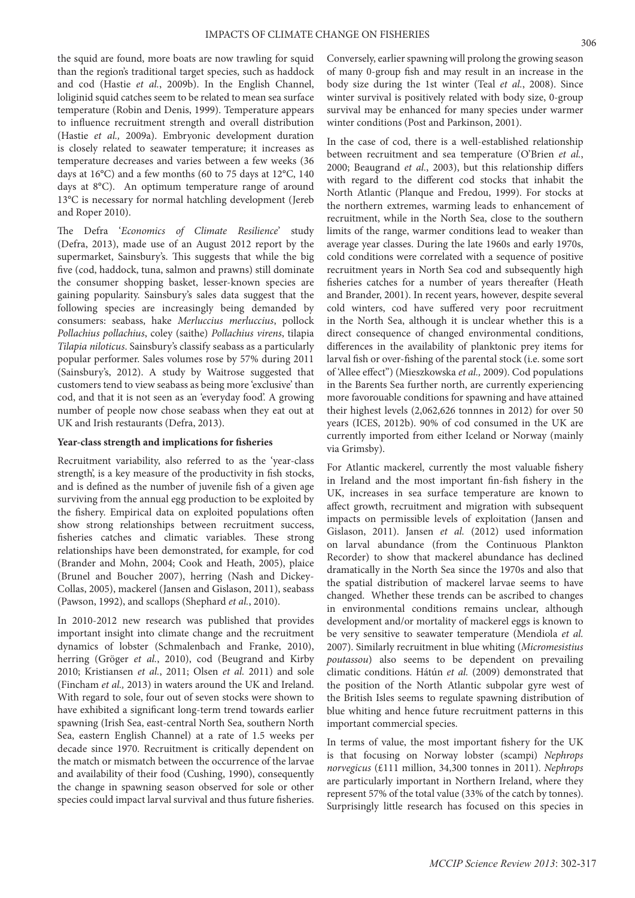the squid are found, more boats are now trawling for squid than the region's traditional target species, such as haddock and cod (Hastie *et al.*, 2009b). In the English Channel, loliginid squid catches seem to be related to mean sea surface temperature (Robin and Denis, 1999). Temperature appears to influence recruitment strength and overall distribution (Hastie *et al.,* 2009a). Embryonic development duration is closely related to seawater temperature; it increases as temperature decreases and varies between a few weeks (36 days at 16°C) and a few months (60 to 75 days at 12°C, 140 days at 8°C). An optimum temperature range of around 13°C is necessary for normal hatchling development (Jereb and Roper 2010).

The Defra '*Economics of Climate Resilience*' study (Defra, 2013), made use of an August 2012 report by the supermarket, Sainsbury's. This suggests that while the big five (cod, haddock, tuna, salmon and prawns) still dominate the consumer shopping basket, lesser-known species are gaining popularity. Sainsbury's sales data suggest that the following species are increasingly being demanded by consumers: seabass, hake *Merluccius merluccius*, pollock *Pollachius pollachius*, coley (saithe) *Pollachius virens*, tilapia *Tilapia niloticus*. Sainsbury's classify seabass as a particularly popular performer. Sales volumes rose by 57% during 2011 (Sainsbury's, 2012). A study by Waitrose suggested that customers tend to view seabass as being more 'exclusive' than cod, and that it is not seen as an 'everyday food'. A growing number of people now chose seabass when they eat out at UK and Irish restaurants (Defra, 2013).

**Year-class strength and implications for fisheries**

Recruitment variability, also referred to as the 'year-class strength', is a key measure of the productivity in fish stocks, and is defined as the number of juvenile fish of a given age surviving from the annual egg production to be exploited by the fishery. Empirical data on exploited populations often show strong relationships between recruitment success, fisheries catches and climatic variables. These strong relationships have been demonstrated, for example, for cod (Brander and Mohn, 2004; Cook and Heath, 2005), plaice (Brunel and Boucher 2007), herring (Nash and Dickey-Collas, 2005), mackerel (Jansen and Gislason, 2011), seabass (Pawson, 1992), and scallops (Shephard *et al.*, 2010).

In 2010-2012 new research was published that provides important insight into climate change and the recruitment dynamics of lobster (Schmalenbach and Franke, 2010), herring (Gröger *et al.*, 2010), cod (Beugrand and Kirby 2010; Kristiansen *et al.*, 2011; Olsen *et al.* 2011) and sole (Fincham *et al.,* 2013) in waters around the UK and Ireland. With regard to sole, four out of seven stocks were shown to have exhibited a significant long-term trend towards earlier spawning (Irish Sea, east-central North Sea, southern North Sea, eastern English Channel) at a rate of 1.5 weeks per decade since 1970. Recruitment is critically dependent on the match or mismatch between the occurrence of the larvae and availability of their food (Cushing, 1990), consequently the change in spawning season observed for sole or other species could impact larval survival and thus future fisheries. Conversely, earlier spawning will prolong the growing season of many 0-group fish and may result in an increase in the body size during the 1st winter (Teal *et al.*, 2008). Since winter survival is positively related with body size, 0-group survival may be enhanced for many species under warmer winter conditions (Post and Parkinson, 2001).

In the case of cod, there is a well-established relationship between recruitment and sea temperature (O'Brien *et al.*, 2000; Beaugrand *et al.*, 2003), but this relationship differs with regard to the different cod stocks that inhabit the North Atlantic (Planque and Fredou, 1999). For stocks at the northern extremes, warming leads to enhancement of recruitment, while in the North Sea, close to the southern limits of the range, warmer conditions lead to weaker than average year classes. During the late 1960s and early 1970s, cold conditions were correlated with a sequence of positive recruitment years in North Sea cod and subsequently high fisheries catches for a number of years thereafter (Heath and Brander, 2001). In recent years, however, despite several cold winters, cod have suffered very poor recruitment in the North Sea, although it is unclear whether this is a direct consequence of changed environmental conditions, differences in the availability of planktonic prey items for larval fish or over-fishing of the parental stock (i.e. some sort of 'Allee effect") (Mieszkowska *et al.,* 2009). Cod populations in the Barents Sea further north, are currently experiencing more favourable conditions for spawning and have attained their highest levels (2,062,626 tonnnes in 2012) for over 50 years (ICES, 2012b). 90% of cod consumed in the UK are currently imported from either Iceland or Norway (mainly via Grimsby).

For Atlantic mackerel, currently the most valuable fishery in Ireland and the most important fin-fish fishery in the UK, increases in sea surface temperature are known to affect growth, recruitment and migration with subsequent impacts on permissible levels of exploitation (Jansen and Gislason, 2011). Jansen *et al.* (2012) used information on larval abundance (from the Continuous Plankton Recorder) to show that mackerel abundance has declined dramatically in the North Sea since the 1970s and also that the spatial distribution of mackerel larvae seems to have changed. Whether these trends can be ascribed to changes in environmental conditions remains unclear, although development and/or mortality of mackerel eggs is known to be very sensitive to seawater temperature (Mendiola *et al.* 2007). Similarly recruitment in blue whiting (*Micromesistius poutassou*) also seems to be dependent on prevailing climatic conditions. Hátún *et al.* (2009) demonstrated that the position of the North Atlantic subpolar gyre west of the British Isles seems to regulate spawning distribution of blue whiting and hence future recruitment patterns in this important commercial species.

In terms of value, the most important fishery for the UK is that focusing on Norway lobster (scampi) *Nephrops norvegicus* (£111 million, 34,300 tonnes in 2011). *Nephrops* are particularly important in Northern Ireland, where they represent 57% of the total value (33% of the catch by tonnes). Surprisingly little research has focused on this species in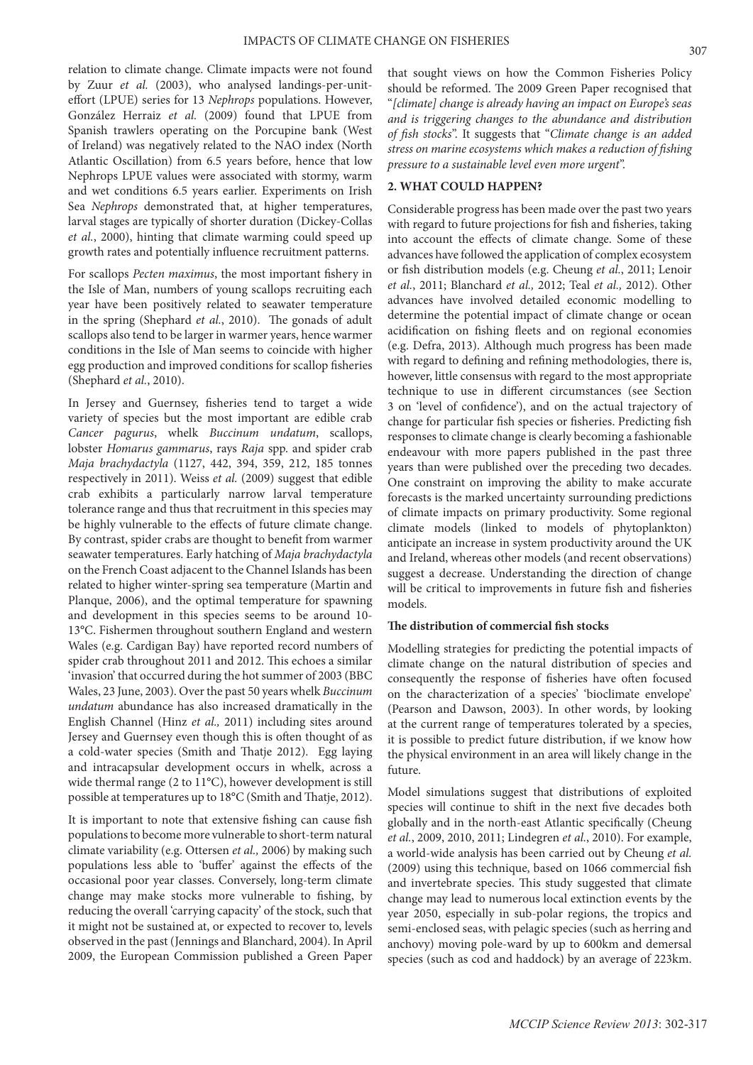relation to climate change. Climate impacts were not found by Zuur *et al.* (2003), who analysed landings-per-unit-effort (LPUE) series for 13 *Nephrops* populations. However, González Herraiz *et al.* (2009) found that LPUE from Spanish trawlers operating on the Porcupine bank (West of Ireland) was negatively related to the NAO index (North Atlantic Oscillation) from 6.5 years before, hence that low Nephrops LPUE values were associated with stormy, warm and wet conditions 6.5 years earlier. Experiments on Irish Sea *Nephrops* demonstrated that, at higher temperatures, larval stages are typically of shorter duration (Dickey-Collas *et al.*, 2000), hinting that climate warming could speed up growth rates and potentially influence recruitment patterns.

For scallops *Pecten maximus*, the most important fishery in the Isle of Man, numbers of young scallops recruiting each year have been positively related to seawater temperature in the spring (Shephard *et al.*, 2010). The gonads of adult scallops also tend to be larger in warmer years, hence warmer conditions in the Isle of Man seems to coincide with higher egg production and improved conditions for scallop fisheries (Shephard *et al.*, 2010).

In Jersey and Guernsey, fisheries tend to target a wide variety of species but the most important are edible crab *Cancer pagurus*, whelk *Buccinum undatum*, scallops, lobster *Homarus gammarus*, rays *Raja* spp. and spider crab *Maja brachydactyla* (1127, 442, 394, 359, 212, 185 tonnes respectively in 2011). Weiss *et al.* (2009) suggest that edible crab exhibits a particularly narrow larval temperature tolerance range and thus that recruitment in this species may be highly vulnerable to the effects of future climate change. By contrast, spider crabs are thought to benefit from warmer seawater temperatures. Early hatching of *Maja brachydactyla* on the French Coast adjacent to the Channel Islands has been related to higher winter-spring sea temperature (Martin and Planque, 2006), and the optimal temperature for spawning and development in this species seems to be around 10-13°C. Fishermen throughout southern England and western Wales (e.g. Cardigan Bay) have reported record numbers of spider crab throughout 2011 and 2012. This echoes a similar 'invasion' that occurred during the hot summer of 2003 (BBC Wales, 23 June, 2003). Over the past 50 years whelk *Buccinum undatum* abundance has also increased dramatically in the English Channel (Hinz *et al.,* 2011) including sites around Jersey and Guernsey even though this is often thought of as a cold-water species (Smith and Thatje 2012). Egg laying and intracapsular development occurs in whelk, across a wide thermal range (2 to 11°C), however development is still possible at temperatures up to 18°C (Smith and Thatje, 2012).

It is important to note that extensive fishing can cause fish populations to become more vulnerable to short-term natural climate variability (e.g. Ottersen *et al.,* 2006) by making such populations less able to 'buffer' against the effects of the occasional poor year classes. Conversely, long-term climate change may make stocks more vulnerable to fishing, by reducing the overall 'carrying capacity' of the stock, such that it might not be sustained at, or expected to recover to, levels observed in the past (Jennings and Blanchard, 2004). In April 2009, the European Commission published a Green Paper that sought views on how the Common Fisheries Policy should be reformed. The 2009 Green Paper recognised that "*[climate] change is already having an impact on Europe's seas and is triggering changes to the abundance and distribution of fish stocks*". It suggests that "*Climate change is an added stress on marine ecosystems which makes a reduction of fishing pressure to a sustainable level even more urgent*".

## 2. WHAT COULD HAPPEN?

Considerable progress has been made over the past two years with regard to future projections for fish and fisheries, taking into account the effects of climate change. Some of these advances have followed the application of complex ecosystem or fish distribution models (e.g. Cheung *et al.*, 2011; Lenoir *et al.*, 2011; Blanchard *et al.,* 2012; Teal *et al.,* 2012). Other advances have involved detailed economic modelling to determine the potential impact of climate change or ocean acidification on fishing fleets and on regional economies (e.g. Defra, 2013). Although much progress has been made with regard to defining and refining methodologies, there is, however, little consensus with regard to the most appropriate technique to use in different circumstances (see Section 3 on 'level of confidence'), and on the actual trajectory of change for particular fish species or fisheries. Predicting fish responses to climate change is clearly becoming a fashionable endeavour with more papers published in the past three years than were published over the preceding two decades. One constraint on improving the ability to make accurate forecasts is the marked uncertainty surrounding predictions of climate impacts on primary productivity. Some regional climate models (linked to models of phytoplankton) anticipate an increase in system productivity around the UK and Ireland, whereas other models (and recent observations) suggest a decrease. Understanding the direction of change will be critical to improvements in future fish and fisheries models.

### The distribution of commercial fish stocks

Modelling strategies for predicting the potential impacts of climate change on the natural distribution of species and consequently the response of fisheries have often focused on the characterization of a species' 'bioclimate envelope' (Pearson and Dawson, 2003). In other words, by looking at the current range of temperatures tolerated by a species, it is possible to predict future distribution, if we know how the physical environment in an area will likely change in the future.

Model simulations suggest that distributions of exploited species will continue to shift in the next five decades both globally and in the north-east Atlantic specifically (Cheung *et al.*, 2009, 2010, 2011; Lindegren *et al.*, 2010). For example, a world-wide analysis has been carried out by Cheung *et al.* (2009) using this technique, based on 1066 commercial fish and invertebrate species. This study suggested that climate change may lead to numerous local extinction events by the year 2050, especially in sub-polar regions, the tropics and semi-enclosed seas, with pelagic species (such as herring and anchovy) moving pole-ward by up to 600km and demersal species (such as cod and haddock) by an average of 223km.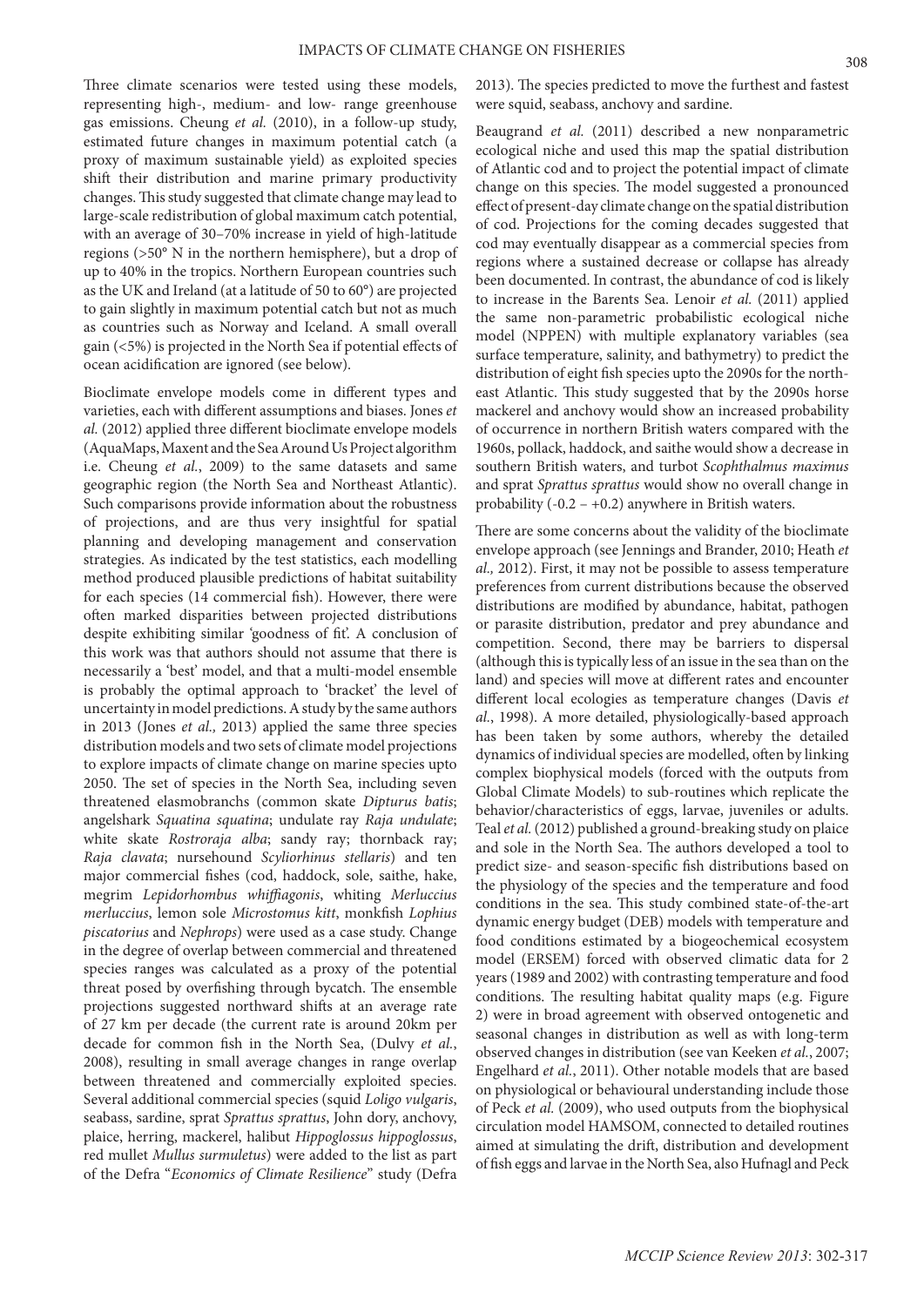Three climate scenarios were tested using these models, representing high-, medium- and low- range greenhouse gas emissions. Cheung *et al.* (2010), in a follow-up study, estimated future changes in maximum potential catch (a proxy of maximum sustainable yield) as exploited species shift their distribution and marine primary productivity changes. This study suggested that climate change may lead to large-scale redistribution of global maximum catch potential, with an average of 30–70% increase in yield of high-latitude regions (>50° N in the northern hemisphere), but a drop of up to 40% in the tropics. Northern European countries such as the UK and Ireland (at a latitude of 50 to 60°) are projected to gain slightly in maximum potential catch but not as much as countries such as Norway and Iceland. A small overall gain (<5%) is projected in the North Sea if potential effects of ocean acidification are ignored (see below).

Bioclimate envelope models come in different types and varieties, each with different assumptions and biases. Jones *et al.* (2012) applied three different bioclimate envelope models (AquaMaps, Maxent and the Sea Around Us Project algorithm i.e. Cheung *et al.*, 2009) to the same datasets and same geographic region (the North Sea and Northeast Atlantic). Such comparisons provide information about the robustness of projections, and are thus very insightful for spatial planning and developing management and conservation strategies. As indicated by the test statistics, each modelling method produced plausible predictions of habitat suitability for each species (14 commercial fish). However, there were often marked disparities between projected distributions despite exhibiting similar 'goodness of fit'. A conclusion of this work was that authors should not assume that there is necessarily a 'best' model, and that a multi-model ensemble is probably the optimal approach to 'bracket' the level of uncertainty in model predictions. A study by the same authors in 2013 (Jones *et al.,* 2013) applied the same three species distribution models and two sets of climate model projections to explore impacts of climate change on marine species upto 2050. The set of species in the North Sea, including seven threatened elasmobranchs (common skate *Dipturus batis*; angelshark *Squatina squatina*; undulate ray *Raja undulate*; white skate *Rostroraja alba*; sandy ray; thornback ray; *Raja clavata*; nursehound *Scyliorhinus stellaris*) and ten major commercial fishes (cod, haddock, sole, saithe, hake, megrim *Lepidorhombus whiffiagonis*, whiting *Merluccius merluccius*, lemon sole *Microstomus kitt*, monkfish *Lophius piscatorius* and *Nephrops*) were used as a case study. Change in the degree of overlap between commercial and threatened species ranges was calculated as a proxy of the potential threat posed by overfishing through bycatch. The ensemble projections suggested northward shifts at an average rate of 27 km per decade (the current rate is around 20km per decade for common fish in the North Sea, (Dulvy *et al.*, 2008), resulting in small average changes in range overlap between threatened and commercially exploited species. Several additional commercial species (squid *Loligo vulgaris*, seabass, sardine, sprat *Sprattus sprattus*, John dory, anchovy, plaice, herring, mackerel, halibut *Hippoglossus hippoglossus*, red mullet *Mullus surmuletus*) were added to the list as part of the Defra "*Economics of Climate Resilience*" study (Defra 2013). The species predicted to move the furthest and fastest were squid, seabass, anchovy and sardine.

Beaugrand *et al.* (2011) described a new nonparametric ecological niche and used this map the spatial distribution of Atlantic cod and to project the potential impact of climate change on this species. The model suggested a pronounced effect of present-day climate change on the spatial distribution of cod. Projections for the coming decades suggested that cod may eventually disappear as a commercial species from regions where a sustained decrease or collapse has already been documented. In contrast, the abundance of cod is likely to increase in the Barents Sea. Lenoir *et al.* (2011) applied the same non-parametric probabilistic ecological niche model (NPPEN) with multiple explanatory variables (sea surface temperature, salinity, and bathymetry) to predict the distribution of eight fish species upto the 2090s for the north-east Atlantic. This study suggested that by the 2090s horse mackerel and anchovy would show an increased probability of occurrence in northern British waters compared with the 1960s, pollack, haddock, and saithe would show a decrease in southern British waters, and turbot *Scophthalmus maximus* and sprat *Sprattus sprattus* would show no overall change in probability (-0.2 – +0.2) anywhere in British waters.

There are some concerns about the validity of the bioclimate envelope approach (see Jennings and Brander, 2010; Heath *et al.,* 2012). First, it may not be possible to assess temperature preferences from current distributions because the observed distributions are modified by abundance, habitat, pathogen or parasite distribution, predator and prey abundance and competition. Second, there may be barriers to dispersal (although this is typically less of an issue in the sea than on the land) and species will move at different rates and encounter different local ecologies as temperature changes (Davis *et al.*, 1998). A more detailed, physiologically-based approach has been taken by some authors, whereby the detailed dynamics of individual species are modelled, often by linking complex biophysical models (forced with the outputs from Global Climate Models) to sub-routines which replicate the behavior/characteristics of eggs, larvae, juveniles or adults. Teal *et al.* (2012) published a ground-breaking study on plaice and sole in the North Sea. The authors developed a tool to predict size- and season-specific fish distributions based on the physiology of the species and the temperature and food conditions in the sea. This study combined state-of-the-art dynamic energy budget (DEB) models with temperature and food conditions estimated by a biogeochemical ecosystem model (ERSEM) forced with observed climatic data for 2 years (1989 and 2002) with contrasting temperature and food conditions. The resulting habitat quality maps (e.g. Figure 2) were in broad agreement with observed ontogenetic and seasonal changes in distribution as well as with long-term observed changes in distribution (see van Keeken *et al.*, 2007; Engelhard *et al.*, 2011). Other notable models that are based on physiological or behavioural understanding include those of Peck *et al.* (2009), who used outputs from the biophysical circulation model HAMSOM, connected to detailed routines aimed at simulating the drift, distribution and development of fish eggs and larvae in the North Sea, also Hufnagl and Peck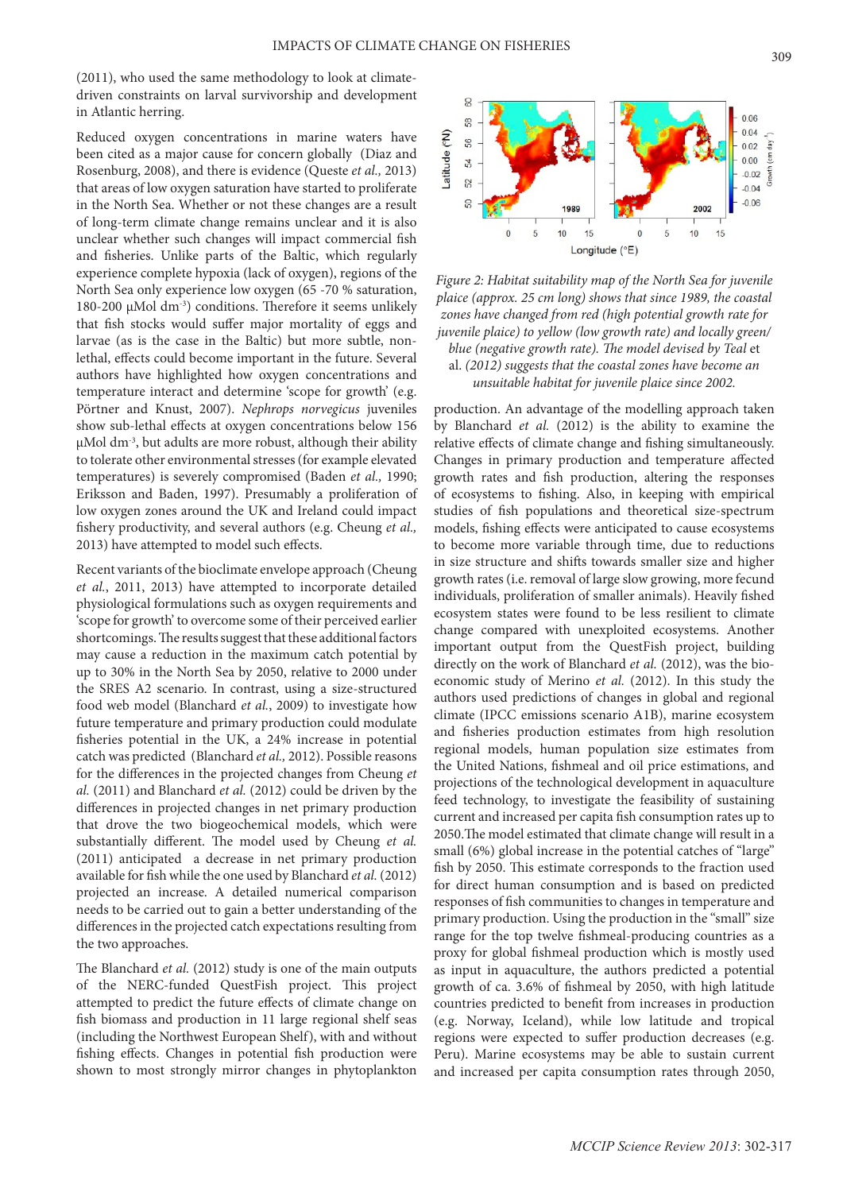(2011), who used the same methodology to look at climate-driven constraints on larval survivorship and development in Atlantic herring.

Reduced oxygen concentrations in marine waters have been cited as a major cause for concern globally (Diaz and Rosenburg, 2008), and there is evidence (Queste *et al.,* 2013) that areas of low oxygen saturation have started to proliferate in the North Sea. Whether or not these changes are a result of long-term climate change remains unclear and it is also unclear whether such changes will impact commercial fish and fisheries. Unlike parts of the Baltic, which regularly experience complete hypoxia (lack of oxygen), regions of the North Sea only experience low oxygen (65 -70 % saturation, 180-200 µMol dm$^{-3}$) conditions. Therefore it seems unlikely that fish stocks would suffer major mortality of eggs and larvae (as is the case in the Baltic) but more subtle, non-lethal, effects could become important in the future. Several authors have highlighted how oxygen concentrations and temperature interact and determine 'scope for growth' (e.g. Pörtner and Knust, 2007). *Nephrops norvegicus* juveniles show sub-lethal effects at oxygen concentrations below 156 µMol dm$^{-3}$, but adults are more robust, although their ability to tolerate other environmental stresses (for example elevated temperatures) is severely compromised (Baden *et al.,* 1990; Eriksson and Baden, 1997). Presumably a proliferation of low oxygen zones around the UK and Ireland could impact fishery productivity, and several authors (e.g. Cheung *et al.,* 2013) have attempted to model such effects.

Recent variants of the bioclimate envelope approach (Cheung *et al.*, 2011, 2013) have attempted to incorporate detailed physiological formulations such as oxygen requirements and 'scope for growth' to overcome some of their perceived earlier shortcomings. The results suggest that these additional factors may cause a reduction in the maximum catch potential by up to 30% in the North Sea by 2050, relative to 2000 under the SRES A2 scenario. In contrast, using a size-structured food web model (Blanchard *et al.*, 2009) to investigate how future temperature and primary production could modulate fisheries potential in the UK, a 24% increase in potential catch was predicted (Blanchard *et al.,* 2012). Possible reasons for the differences in the projected changes from Cheung *et al.* (2011) and Blanchard *et al.* (2012) could be driven by the differences in projected changes in net primary production that drove the two biogeochemical models, which were substantially different. The model used by Cheung *et al.* (2011) anticipated a decrease in net primary production available for fish while the one used by Blanchard *et al.* (2012) projected an increase. A detailed numerical comparison needs to be carried out to gain a better understanding of the differences in the projected catch expectations resulting from the two approaches.

The Blanchard *et al.* (2012) study is one of the main outputs of the NERC-funded QuestFish project. This project attempted to predict the future effects of climate change on fish biomass and production in 11 large regional shelf seas (including the Northwest European Shelf), with and without fishing effects. Changes in potential fish production were shown to most strongly mirror changes in phytoplankton

Latitude (°N)
50 52 54 56 58 60
1989
2002
0 5 10 15 0 5 10 15
Longitude (°E)
0.06 0.04 0.02 0.00 -0.02 -0.04 -0.06
Growth (cm day$^{-1}$)

*Figure 2: Habitat suitability map of the North Sea for juvenile plaice (approx. 25 cm long) shows that since 1989, the coastal zones have changed from red (high potential growth rate for juvenile plaice) to yellow (low growth rate) and locally green/blue (negative growth rate). The model devised by Teal* et al. *(2012) suggests that the coastal zones have become an unsuitable habitat for juvenile plaice since 2002.*

production. An advantage of the modelling approach taken by Blanchard *et al.* (2012) is the ability to examine the relative effects of climate change and fishing simultaneously. Changes in primary production and temperature affected growth rates and fish production, altering the responses of ecosystems to fishing. Also, in keeping with empirical studies of fish populations and theoretical size-spectrum models, fishing effects were anticipated to cause ecosystems to become more variable through time, due to reductions in size structure and shifts towards smaller size and higher growth rates (i.e. removal of large slow growing, more fecund individuals, proliferation of smaller animals). Heavily fished ecosystem states were found to be less resilient to climate change compared with unexploited ecosystems. Another important output from the QuestFish project, building directly on the work of Blanchard *et al.* (2012), was the bio-economic study of Merino *et al.* (2012). In this study the authors used predictions of changes in global and regional climate (IPCC emissions scenario A1B), marine ecosystem and fisheries production estimates from high resolution regional models, human population size estimates from the United Nations, fishmeal and oil price estimations, and projections of the technological development in aquaculture feed technology, to investigate the feasibility of sustaining current and increased per capita fish consumption rates up to 2050.The model estimated that climate change will result in a small (6%) global increase in the potential catches of "large" fish by 2050. This estimate corresponds to the fraction used for direct human consumption and is based on predicted responses of fish communities to changes in temperature and primary production. Using the production in the "small" size range for the top twelve fishmeal-producing countries as a proxy for global fishmeal production which is mostly used as input in aquaculture, the authors predicted a potential growth of ca. 3.6% of fishmeal by 2050, with high latitude countries predicted to benefit from increases in production (e.g. Norway, Iceland), while low latitude and tropical regions were expected to suffer production decreases (e.g. Peru). Marine ecosystems may be able to sustain current and increased per capita consumption rates through 2050,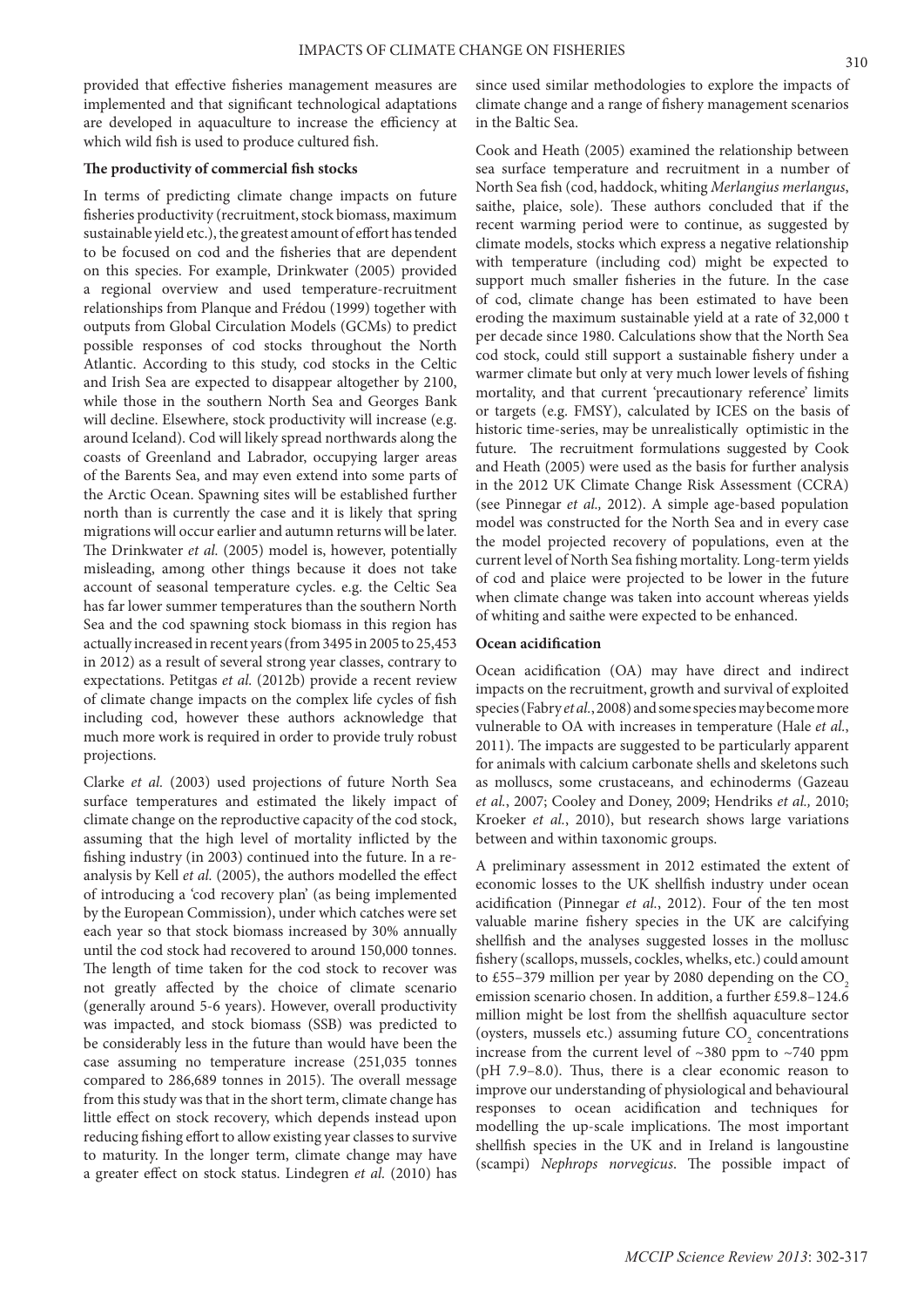provided that effective fisheries management measures are implemented and that significant technological adaptations are developed in aquaculture to increase the efficiency at which wild fish is used to produce cultured fish.

**The productivity of commercial fish stocks**

In terms of predicting climate change impacts on future fisheries productivity (recruitment, stock biomass, maximum sustainable yield etc.), the greatest amount of effort has tended to be focused on cod and the fisheries that are dependent on this species. For example, Drinkwater (2005) provided a regional overview and used temperature-recruitment relationships from Planque and Frédou (1999) together with outputs from Global Circulation Models (GCMs) to predict possible responses of cod stocks throughout the North Atlantic. According to this study, cod stocks in the Celtic and Irish Sea are expected to disappear altogether by 2100, while those in the southern North Sea and Georges Bank will decline. Elsewhere, stock productivity will increase (e.g. around Iceland). Cod will likely spread northwards along the coasts of Greenland and Labrador, occupying larger areas of the Barents Sea, and may even extend into some parts of the Arctic Ocean. Spawning sites will be established further north than is currently the case and it is likely that spring migrations will occur earlier and autumn returns will be later. The Drinkwater *et al.* (2005) model is, however, potentially misleading, among other things because it does not take account of seasonal temperature cycles. e.g. the Celtic Sea has far lower summer temperatures than the southern North Sea and the cod spawning stock biomass in this region has actually increased in recent years (from 3495 in 2005 to 25,453 in 2012) as a result of several strong year classes, contrary to expectations. Petitgas *et al.* (2012b) provide a recent review of climate change impacts on the complex life cycles of fish including cod, however these authors acknowledge that much more work is required in order to provide truly robust projections.

Clarke *et al.* (2003) used projections of future North Sea surface temperatures and estimated the likely impact of climate change on the reproductive capacity of the cod stock, assuming that the high level of mortality inflicted by the fishing industry (in 2003) continued into the future. In a re-analysis by Kell *et al.* (2005), the authors modelled the effect of introducing a 'cod recovery plan' (as being implemented by the European Commission), under which catches were set each year so that stock biomass increased by 30% annually until the cod stock had recovered to around 150,000 tonnes. The length of time taken for the cod stock to recover was not greatly affected by the choice of climate scenario (generally around 5-6 years). However, overall productivity was impacted, and stock biomass (SSB) was predicted to be considerably less in the future than would have been the case assuming no temperature increase (251,035 tonnes compared to 286,689 tonnes in 2015). The overall message from this study was that in the short term, climate change has little effect on stock recovery, which depends instead upon reducing fishing effort to allow existing year classes to survive to maturity. In the longer term, climate change may have a greater effect on stock status. Lindegren *et al.* (2010) has since used similar methodologies to explore the impacts of climate change and a range of fishery management scenarios in the Baltic Sea.

Cook and Heath (2005) examined the relationship between sea surface temperature and recruitment in a number of North Sea fish (cod, haddock, whiting *Merlangius merlangus*, saithe, plaice, sole). These authors concluded that if the recent warming period were to continue, as suggested by climate models, stocks which express a negative relationship with temperature (including cod) might be expected to support much smaller fisheries in the future. In the case of cod, climate change has been estimated to have been eroding the maximum sustainable yield at a rate of 32,000 t per decade since 1980. Calculations show that the North Sea cod stock, could still support a sustainable fishery under a warmer climate but only at very much lower levels of fishing mortality, and that current 'precautionary reference' limits or targets (e.g. FMSY), calculated by ICES on the basis of historic time-series, may be unrealistically optimistic in the future. The recruitment formulations suggested by Cook and Heath (2005) were used as the basis for further analysis in the 2012 UK Climate Change Risk Assessment (CCRA) (see Pinnegar *et al.,* 2012). A simple age-based population model was constructed for the North Sea and in every case the model projected recovery of populations, even at the current level of North Sea fishing mortality. Long-term yields of cod and plaice were projected to be lower in the future when climate change was taken into account whereas yields of whiting and saithe were expected to be enhanced.

**Ocean acidification**

Ocean acidification (OA) may have direct and indirect impacts on the recruitment, growth and survival of exploited species (Fabry *et al.*, 2008) and some species may become more vulnerable to OA with increases in temperature (Hale *et al.*, 2011). The impacts are suggested to be particularly apparent for animals with calcium carbonate shells and skeletons such as molluscs, some crustaceans, and echinoderms (Gazeau *et al.*, 2007; Cooley and Doney, 2009; Hendriks *et al.,* 2010; Kroeker *et al.*, 2010), but research shows large variations between and within taxonomic groups.

A preliminary assessment in 2012 estimated the extent of economic losses to the UK shellfish industry under ocean acidification (Pinnegar *et al.*, 2012). Four of the ten most valuable marine fishery species in the UK are calcifying shellfish and the analyses suggested losses in the mollusc fishery (scallops, mussels, cockles, whelks, etc.) could amount to £55–379 million per year by 2080 depending on the $CO_2$ emission scenario chosen. In addition, a further £59.8–124.6 million might be lost from the shellfish aquaculture sector (oysters, mussels etc.) assuming future $CO_2$ concentrations increase from the current level of ~380 ppm to ~740 ppm (pH 7.9–8.0). Thus, there is a clear economic reason to improve our understanding of physiological and behavioural responses to ocean acidification and techniques for modelling the up-scale implications. The most important shellfish species in the UK and in Ireland is langoustine (scampi) *Nephrops norvegicus*. The possible impact of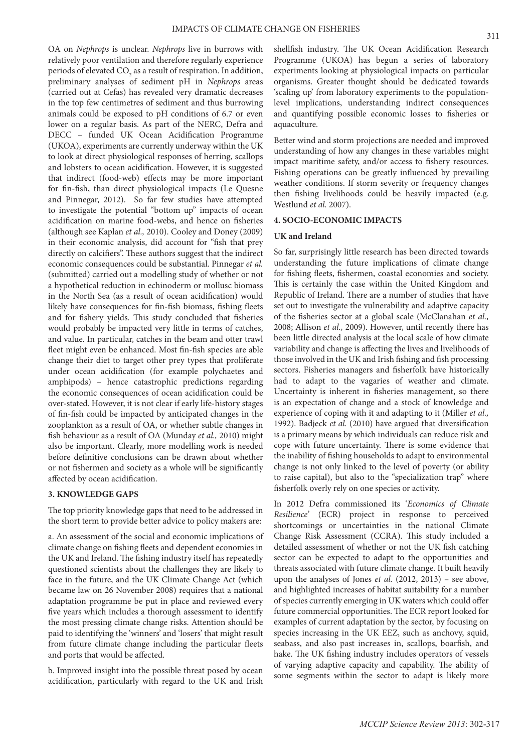OA on *Nephrops* is unclear. *Nephrops* live in burrows with relatively poor ventilation and therefore regularly experience periods of elevated $CO_2$ as a result of respiration. In addition, preliminary analyses of sediment pH in *Nephrops* areas (carried out at Cefas) has revealed very dramatic decreases in the top few centimetres of sediment and thus burrowing animals could be exposed to pH conditions of 6.7 or even lower on a regular basis. As part of the NERC, Defra and DECC – funded UK Ocean Acidification Programme (UKOA), experiments are currently underway within the UK to look at direct physiological responses of herring, scallops and lobsters to ocean acidification. However, it is suggested that indirect (food-web) effects may be more important for fin-fish, than direct physiological impacts (Le Quesne and Pinnegar, 2012). So far few studies have attempted to investigate the potential "bottom up" impacts of ocean acidification on marine food-webs, and hence on fisheries (although see Kaplan *et al.,* 2010). Cooley and Doney (2009) in their economic analysis, did account for "fish that prey directly on calcifiers". These authors suggest that the indirect economic consequences could be substantial. Pinnegar *et al.* (submitted) carried out a modelling study of whether or not a hypothetical reduction in echinoderm or mollusc biomass in the North Sea (as a result of ocean acidification) would likely have consequences for fin-fish biomass, fishing fleets and for fishery yields. This study concluded that fisheries would probably be impacted very little in terms of catches, and value. In particular, catches in the beam and otter trawl fleet might even be enhanced. Most fin-fish species are able change their diet to target other prey types that proliferate under ocean acidification (for example polychaetes and amphipods) – hence catastrophic predictions regarding the economic consequences of ocean acidification could be over-stated. However, it is not clear if early life-history stages of fin-fish could be impacted by anticipated changes in the zooplankton as a result of OA, or whether subtle changes in fish behaviour as a result of OA (Munday *et al.,* 2010) might also be important. Clearly, more modelling work is needed before definitive conclusions can be drawn about whether or not fishermen and society as a whole will be significantly affected by ocean acidification.

## 3. KNOWLEDGE GAPS

The top priority knowledge gaps that need to be addressed in the short term to provide better advice to policy makers are:

a. An assessment of the social and economic implications of climate change on fishing fleets and dependent economies in the UK and Ireland. The fishing industry itself has repeatedly questioned scientists about the challenges they are likely to face in the future, and the UK Climate Change Act (which became law on 26 November 2008) requires that a national adaptation programme be put in place and reviewed every five years which includes a thorough assessment to identify the most pressing climate change risks. Attention should be paid to identifying the 'winners' and 'losers' that might result from future climate change including the particular fleets and ports that would be affected.

b. Improved insight into the possible threat posed by ocean acidification, particularly with regard to the UK and Irish shellfish industry. The UK Ocean Acidification Research Programme (UKOA) has begun a series of laboratory experiments looking at physiological impacts on particular organisms. Greater thought should be dedicated towards 'scaling up' from laboratory experiments to the population-level implications, understanding indirect consequences and quantifying possible economic losses to fisheries or aquaculture.

Better wind and storm projections are needed and improved understanding of how any changes in these variables might impact maritime safety, and/or access to fishery resources. Fishing operations can be greatly influenced by prevailing weather conditions. If storm severity or frequency changes then fishing livelihoods could be heavily impacted (e.g. Westlund *et al.* 2007).

## 4. SOCIO-ECONOMIC IMPACTS

### UK and Ireland

So far, surprisingly little research has been directed towards understanding the future implications of climate change for fishing fleets, fishermen, coastal economies and society. This is certainly the case within the United Kingdom and Republic of Ireland. There are a number of studies that have set out to investigate the vulnerability and adaptive capacity of the fisheries sector at a global scale (McClanahan *et al.,* 2008; Allison *et al.,* 2009). However, until recently there has been little directed analysis at the local scale of how climate variability and change is affecting the lives and livelihoods of those involved in the UK and Irish fishing and fish processing sectors. Fisheries managers and fisherfolk have historically had to adapt to the vagaries of weather and climate. Uncertainty is inherent in fisheries management, so there is an expectation of change and a stock of knowledge and experience of coping with it and adapting to it (Miller *et al.,* 1992). Badjeck *et al.* (2010) have argued that diversification is a primary means by which individuals can reduce risk and cope with future uncertainty. There is some evidence that the inability of fishing households to adapt to environmental change is not only linked to the level of poverty (or ability to raise capital), but also to the "specialization trap" where fisherfolk overly rely on one species or activity.

In 2012 Defra commissioned its '*Economics of Climate Resilience*' (ECR) project in response to perceived shortcomings or uncertainties in the national Climate Change Risk Assessment (CCRA). This study included a detailed assessment of whether or not the UK fish catching sector can be expected to adapt to the opportunities and threats associated with future climate change. It built heavily upon the analyses of Jones *et al.* (2012, 2013) – see above, and highlighted increases of habitat suitability for a number of species currently emerging in UK waters which could offer future commercial opportunities. The ECR report looked for examples of current adaptation by the sector, by focusing on species increasing in the UK EEZ, such as anchovy, squid, seabass, and also past increases in, scallops, boarfish, and hake. The UK fishing industry includes operators of vessels of varying adaptive capacity and capability. The ability of some segments within the sector to adapt is likely more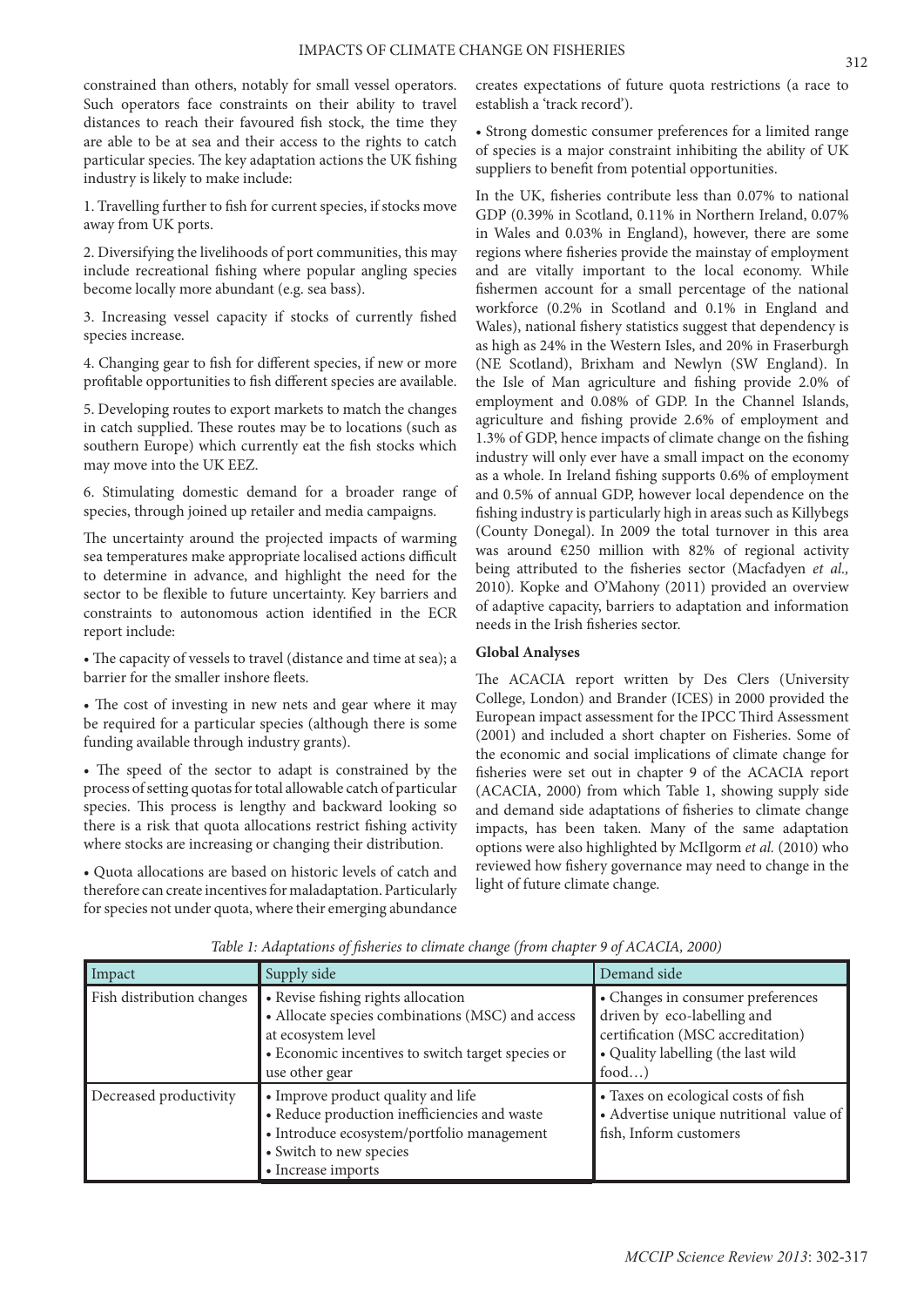constrained than others, notably for small vessel operators. Such operators face constraints on their ability to travel distances to reach their favoured fish stock, the time they are able to be at sea and their access to the rights to catch particular species. The key adaptation actions the UK fishing industry is likely to make include:

1. Travelling further to fish for current species, if stocks move away from UK ports.

2. Diversifying the livelihoods of port communities, this may include recreational fishing where popular angling species become locally more abundant (e.g. sea bass).

3. Increasing vessel capacity if stocks of currently fished species increase.

4. Changing gear to fish for different species, if new or more profitable opportunities to fish different species are available.

5. Developing routes to export markets to match the changes in catch supplied. These routes may be to locations (such as southern Europe) which currently eat the fish stocks which may move into the UK EEZ.

6. Stimulating domestic demand for a broader range of species, through joined up retailer and media campaigns.

The uncertainty around the projected impacts of warming sea temperatures make appropriate localised actions difficult to determine in advance, and highlight the need for the sector to be flexible to future uncertainty. Key barriers and constraints to autonomous action identified in the ECR report include:

- The capacity of vessels to travel (distance and time at sea); a barrier for the smaller inshore fleets.
- The cost of investing in new nets and gear where it may be required for a particular species (although there is some funding available through industry grants).
- The speed of the sector to adapt is constrained by the process of setting quotas for total allowable catch of particular species. This process is lengthy and backward looking so there is a risk that quota allocations restrict fishing activity where stocks are increasing or changing their distribution.
- Quota allocations are based on historic levels of catch and therefore can create incentives for maladaptation. Particularly for species not under quota, where their emerging abundance creates expectations of future quota restrictions (a race to establish a 'track record').
- Strong domestic consumer preferences for a limited range of species is a major constraint inhibiting the ability of UK suppliers to benefit from potential opportunities.

In the UK, fisheries contribute less than 0.07% to national GDP (0.39% in Scotland, 0.11% in Northern Ireland, 0.07% in Wales and 0.03% in England), however, there are some regions where fisheries provide the mainstay of employment and are vitally important to the local economy. While fishermen account for a small percentage of the national workforce (0.2% in Scotland and 0.1% in England and Wales), national fishery statistics suggest that dependency is as high as 24% in the Western Isles, and 20% in Fraserburgh (NE Scotland), Brixham and Newlyn (SW England). In the Isle of Man agriculture and fishing provide 2.0% of employment and 0.08% of GDP. In the Channel Islands, agriculture and fishing provide 2.6% of employment and 1.3% of GDP, hence impacts of climate change on the fishing industry will only ever have a small impact on the economy as a whole. In Ireland fishing supports 0.6% of employment and 0.5% of annual GDP, however local dependence on the fishing industry is particularly high in areas such as Killybegs (County Donegal). In 2009 the total turnover in this area was around €250 million with 82% of regional activity being attributed to the fisheries sector (Macfadyen *et al.,* 2010). Kopke and O'Mahony (2011) provided an overview of adaptive capacity, barriers to adaptation and information needs in the Irish fisheries sector.

**Global Analyses**

The ACACIA report written by Des Clers (University College, London) and Brander (ICES) in 2000 provided the European impact assessment for the IPCC Third Assessment (2001) and included a short chapter on Fisheries. Some of the economic and social implications of climate change for fisheries were set out in chapter 9 of the ACACIA report (ACACIA, 2000) from which Table 1, showing supply side and demand side adaptations of fisheries to climate change impacts, has been taken. Many of the same adaptation options were also highlighted by McIlgorm *et al.* (2010) who reviewed how fishery governance may need to change in the light of future climate change.

*Table 1: Adaptations of fisheries to climate change (from chapter 9 of ACACIA, 2000)*

| Impact | Supply side | Demand side |
|---|---|---|
| Fish distribution changes | • Revise fishing rights allocation<br>• Allocate species combinations (MSC) and access at ecosystem level<br>• Economic incentives to switch target species or use other gear | • Changes in consumer preferences driven by eco-labelling and certification (MSC accreditation)<br>• Quality labelling (the last wild food…) |
| Decreased productivity | • Improve product quality and life<br>• Reduce production inefficiencies and waste<br>• Introduce ecosystem/portfolio management<br>• Switch to new species<br>• Increase imports | • Taxes on ecological costs of fish<br>• Advertise unique nutritional value of fish, Inform customers |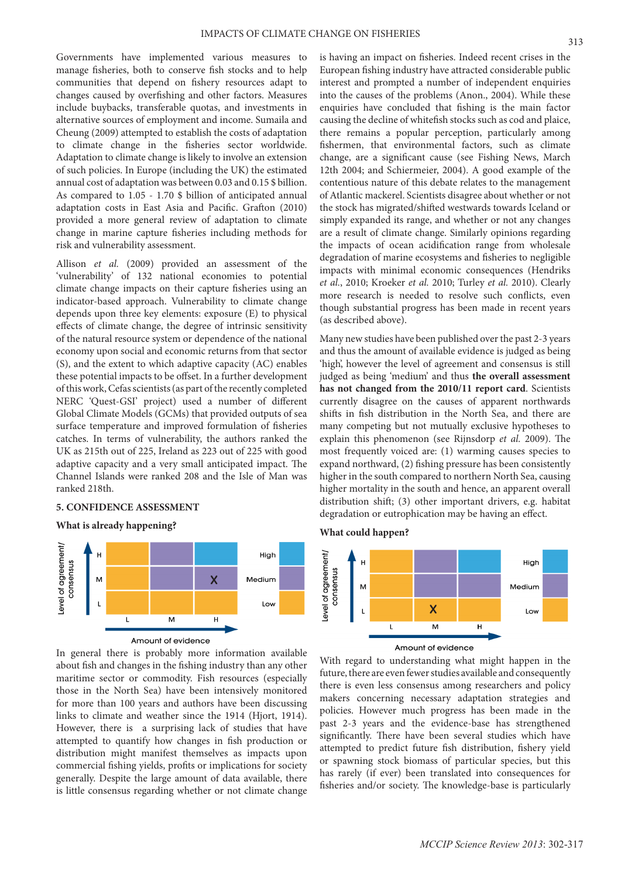Governments have implemented various measures to manage fisheries, both to conserve fish stocks and to help communities that depend on fishery resources adapt to changes caused by overfishing and other factors. Measures include buybacks, transferable quotas, and investments in alternative sources of employment and income. Sumaila and Cheung (2009) attempted to establish the costs of adaptation to climate change in the fisheries sector worldwide. Adaptation to climate change is likely to involve an extension of such policies. In Europe (including the UK) the estimated annual cost of adaptation was between 0.03 and 0.15 $ billion. As compared to 1.05 - 1.70 $ billion of anticipated annual adaptation costs in East Asia and Pacific. Grafton (2010) provided a more general review of adaptation to climate change in marine capture fisheries including methods for risk and vulnerability assessment.

Allison *et al.* (2009) provided an assessment of the 'vulnerability' of 132 national economies to potential climate change impacts on their capture fisheries using an indicator-based approach. Vulnerability to climate change depends upon three key elements: exposure (E) to physical effects of climate change, the degree of intrinsic sensitivity of the natural resource system or dependence of the national economy upon social and economic returns from that sector (S), and the extent to which adaptive capacity (AC) enables these potential impacts to be offset. In a further development of this work, Cefas scientists (as part of the recently completed NERC 'Quest-GSI' project) used a number of different Global Climate Models (GCMs) that provided outputs of sea surface temperature and improved formulation of fisheries catches. In terms of vulnerability, the authors ranked the UK as 215th out of 225, Ireland as 223 out of 225 with good adaptive capacity and a very small anticipated impact. The Channel Islands were ranked 208 and the Isle of Man was ranked 218th.

## 5. CONFIDENCE ASSESSMENT

### What is already happening?

| Level of agreement/ consensus | L (Amount of evidence) | M (Amount of evidence) | H (Amount of evidence) |
|---|---|---|---|
| H | | | |
| M | | | X |
| L | | | |

Key: High / Medium / Low

In general there is probably more information available about fish and changes in the fishing industry than any other maritime sector or commodity. Fish resources (especially those in the North Sea) have been intensively monitored for more than 100 years and authors have been discussing links to climate and weather since the 1914 (Hjort, 1914). However, there is a surprising lack of studies that have attempted to quantify how changes in fish production or distribution might manifest themselves as impacts upon commercial fishing yields, profits or implications for society generally. Despite the large amount of data available, there is little consensus regarding whether or not climate change is having an impact on fisheries. Indeed recent crises in the European fishing industry have attracted considerable public interest and prompted a number of independent enquiries into the causes of the problems (Anon., 2004). While these enquiries have concluded that fishing is the main factor causing the decline of whitefish stocks such as cod and plaice, there remains a popular perception, particularly among fishermen, that environmental factors, such as climate change, are a significant cause (see Fishing News, March 12th 2004; and Schiermeier, 2004). A good example of the contentious nature of this debate relates to the management of Atlantic mackerel. Scientists disagree about whether or not the stock has migrated/shifted westwards towards Iceland or simply expanded its range, and whether or not any changes are a result of climate change. Similarly opinions regarding the impacts of ocean acidification range from wholesale degradation of marine ecosystems and fisheries to negligible impacts with minimal economic consequences (Hendriks *et al.*, 2010; Kroeker *et al.* 2010; Turley *et al.* 2010). Clearly more research is needed to resolve such conflicts, even though substantial progress has been made in recent years (as described above).

Many new studies have been published over the past 2-3 years and thus the amount of available evidence is judged as being 'high', however the level of agreement and consensus is still judged as being 'medium' and thus **the overall assessment has not changed from the 2010/11 report card**. Scientists currently disagree on the causes of apparent northwards shifts in fish distribution in the North Sea, and there are many competing but not mutually exclusive hypotheses to explain this phenomenon (see Rijnsdorp *et al.* 2009). The most frequently voiced are: (1) warming causes species to expand northward, (2) fishing pressure has been consistently higher in the south compared to northern North Sea, causing higher mortality in the south and hence, an apparent overall distribution shift; (3) other important drivers, e.g. habitat degradation or eutrophication may be having an effect.

### What could happen?

| Level of agreement/ consensus | L (Amount of evidence) | M (Amount of evidence) | H (Amount of evidence) |
|---|---|---|---|
| H | | | |
| M | | | |
| L | | X | |

Key: High / Medium / Low

With regard to understanding what might happen in the future, there are even fewer studies available and consequently there is even less consensus among researchers and policy makers concerning necessary adaptation strategies and policies. However much progress has been made in the past 2-3 years and the evidence-base has strengthened significantly. There have been several studies which have attempted to predict future fish distribution, fishery yield or spawning stock biomass of particular species, but this has rarely (if ever) been translated into consequences for fisheries and/or society. The knowledge-base is particularly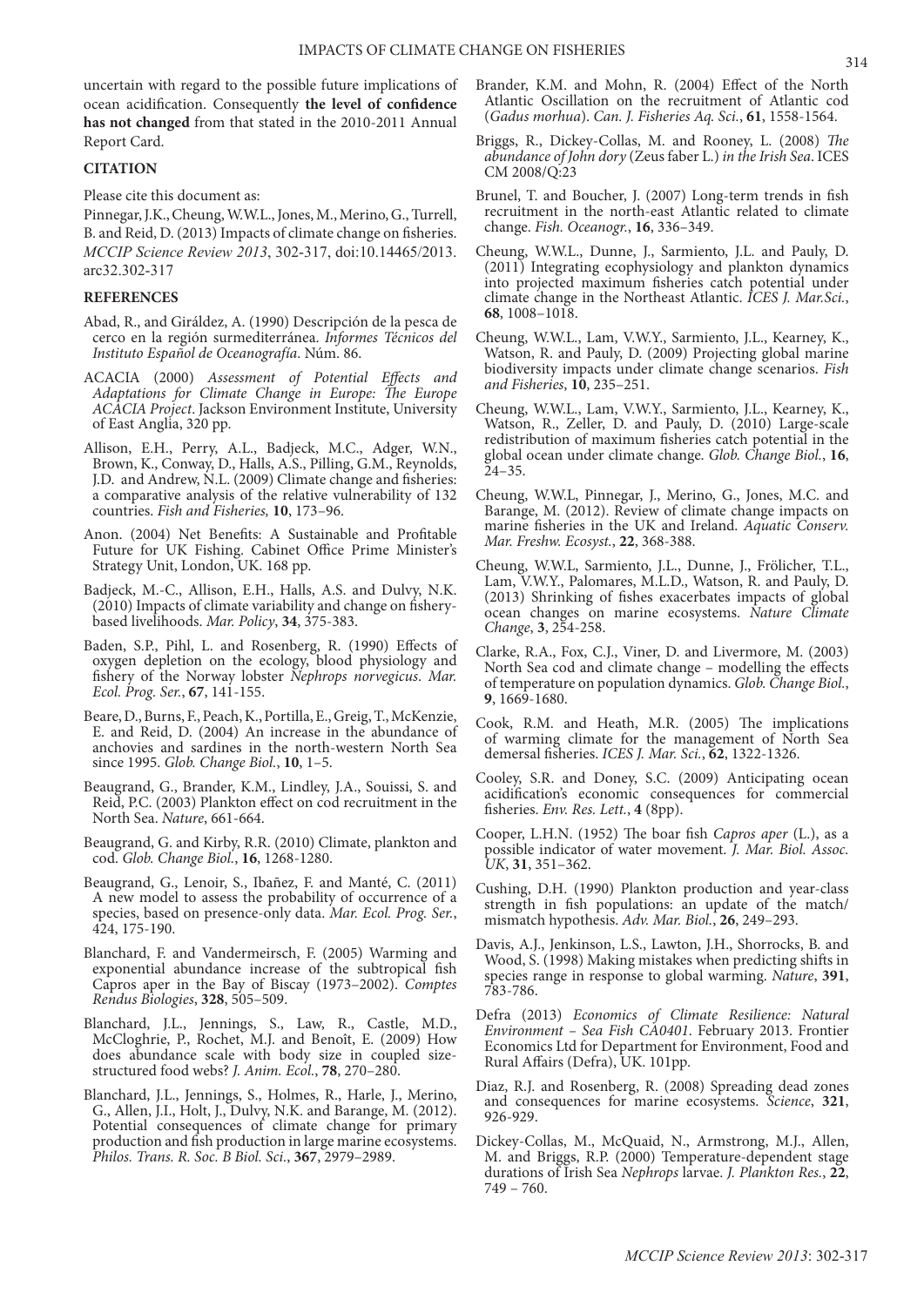uncertain with regard to the possible future implications of ocean acidification. Consequently **the level of confidence has not changed** from that stated in the 2010-2011 Annual Report Card.

## CITATION

Please cite this document as:

Pinnegar, J.K., Cheung, W.W.L., Jones, M., Merino, G., Turrell, B. and Reid, D. (2013) Impacts of climate change on fisheries. *MCCIP Science Review 2013*, 302-317, doi:10.14465/2013.arc32.302-317

## REFERENCES

Abad, R., and Giráldez, A. (1990) Descripción de la pesca de cerco en la región surmediterránea. *Informes Técnicos del Instituto Español de Oceanografía*. Núm. 86.

ACACIA (2000) *Assessment of Potential Effects and Adaptations for Climate Change in Europe: The Europe ACACIA Project*. Jackson Environment Institute, University of East Anglia, 320 pp.

Allison, E.H., Perry, A.L., Badjeck, M.C., Adger, W.N., Brown, K., Conway, D., Halls, A.S., Pilling, G.M., Reynolds, J.D. and Andrew, N.L. (2009) Climate change and fisheries: a comparative analysis of the relative vulnerability of 132 countries. *Fish and Fisheries,* **10**, 173–96.

Anon. (2004) Net Benefits: A Sustainable and Profitable Future for UK Fishing. Cabinet Office Prime Minister's Strategy Unit, London, UK. 168 pp.

Badjeck, M.-C., Allison, E.H., Halls, A.S. and Dulvy, N.K. (2010) Impacts of climate variability and change on fishery-based livelihoods. *Mar. Policy*, **34**, 375-383.

Baden, S.P., Pihl, L. and Rosenberg, R. (1990) Effects of oxygen depletion on the ecology, blood physiology and fishery of the Norway lobster *Nephrops norvegicus*. *Mar. Ecol. Prog. Ser.*, **67**, 141-155.

Beare, D., Burns, F., Peach, K., Portilla, E., Greig, T., McKenzie, E. and Reid, D. (2004) An increase in the abundance of anchovies and sardines in the north-western North Sea since 1995. *Glob. Change Biol.*, **10**, 1–5.

Beaugrand, G., Brander, K.M., Lindley, J.A., Souissi, S. and Reid, P.C. (2003) Plankton effect on cod recruitment in the North Sea. *Nature*, 661-664.

Beaugrand, G. and Kirby, R.R. (2010) Climate, plankton and cod. *Glob. Change Biol.*, **16**, 1268-1280.

Beaugrand, G., Lenoir, S., Ibañez, F. and Manté, C. (2011) A new model to assess the probability of occurrence of a species, based on presence-only data. *Mar. Ecol. Prog. Ser.*, 424, 175-190.

Blanchard, F. and Vandermeirsch, F. (2005) Warming and exponential abundance increase of the subtropical fish Capros aper in the Bay of Biscay (1973–2002). *Comptes Rendus Biologies*, **328**, 505–509.

Blanchard, J.L., Jennings, S., Law, R., Castle, M.D., McCloghrie, P., Rochet, M.J. and Benoît, E. (2009) How does abundance scale with body size in coupled size-structured food webs? *J. Anim. Ecol.*, **78**, 270–280.

Blanchard, J.L., Jennings, S., Holmes, R., Harle, J., Merino, G., Allen, J.I., Holt, J., Dulvy, N.K. and Barange, M. (2012). Potential consequences of climate change for primary production and fish production in large marine ecosystems. *Philos. Trans. R. Soc. B Biol. Sci.*, **367**, 2979–2989.

Brander, K.M. and Mohn, R. (2004) Effect of the North Atlantic Oscillation on the recruitment of Atlantic cod (*Gadus morhua*). *Can. J. Fisheries Aq. Sci.*, **61**, 1558-1564.

Briggs, R., Dickey-Collas, M. and Rooney, L. (2008) *The abundance of John dory* (Zeus faber L.) *in the Irish Sea*. ICES CM 2008/Q:23

Brunel, T. and Boucher, J. (2007) Long-term trends in fish recruitment in the north-east Atlantic related to climate change. *Fish. Oceanogr.*, **16**, 336–349.

Cheung, W.W.L., Dunne, J., Sarmiento, J.L. and Pauly, D. (2011) Integrating ecophysiology and plankton dynamics into projected maximum fisheries catch potential under climate change in the Northeast Atlantic. *ICES J. Mar.Sci.*, **68**, 1008–1018.

Cheung, W.W.L., Lam, V.W.Y., Sarmiento, J.L., Kearney, K., Watson, R. and Pauly, D. (2009) Projecting global marine biodiversity impacts under climate change scenarios. *Fish and Fisheries*, **10**, 235–251.

Cheung, W.W.L., Lam, V.W.Y., Sarmiento, J.L., Kearney, K., Watson, R., Zeller, D. and Pauly, D. (2010) Large-scale redistribution of maximum fisheries catch potential in the global ocean under climate change. *Glob. Change Biol.*, **16**, 24–35.

Cheung, W.W.L, Pinnegar, J., Merino, G., Jones, M.C. and Barange, M. (2012). Review of climate change impacts on marine fisheries in the UK and Ireland. *Aquatic Conserv. Mar. Freshw. Ecosyst.*, **22**, 368-388.

Cheung, W.W.L, Sarmiento, J.L., Dunne, J., Frölicher, T.L., Lam, V.W.Y., Palomares, M.L.D., Watson, R. and Pauly, D. (2013) Shrinking of fishes exacerbates impacts of global ocean changes on marine ecosystems. *Nature Climate Change*, **3**, 254-258.

Clarke, R.A., Fox, C.J., Viner, D. and Livermore, M. (2003) North Sea cod and climate change – modelling the effects of temperature on population dynamics. *Glob. Change Biol.*, **9**, 1669-1680.

Cook, R.M. and Heath, M.R. (2005) The implications of warming climate for the management of North Sea demersal fisheries. *ICES J. Mar. Sci.*, **62**, 1322-1326.

Cooley, S.R. and Doney, S.C. (2009) Anticipating ocean acidification's economic consequences for commercial fisheries. *Env. Res. Lett.*, **4** (8pp).

Cooper, L.H.N. (1952) The boar fish *Capros aper* (L.), as a possible indicator of water movement. *J. Mar. Biol. Assoc. UK*, **31**, 351–362.

Cushing, D.H. (1990) Plankton production and year-class strength in fish populations: an update of the match/mismatch hypothesis. *Adv. Mar. Biol.*, **26**, 249–293.

Davis, A.J., Jenkinson, L.S., Lawton, J.H., Shorrocks, B. and Wood, S. (1998) Making mistakes when predicting shifts in species range in response to global warming. *Nature*, **391**, 783-786.

Defra (2013) *Economics of Climate Resilience: Natural Environment – Sea Fish CA0401*. February 2013. Frontier Economics Ltd for Department for Environment, Food and Rural Affairs (Defra), UK. 101pp.

Diaz, R.J. and Rosenberg, R. (2008) Spreading dead zones and consequences for marine ecosystems. *Science*, **321**, 926-929.

Dickey-Collas, M., McQuaid, N., Armstrong, M.J., Allen, M. and Briggs, R.P. (2000) Temperature-dependent stage durations of Irish Sea *Nephrops* larvae. *J. Plankton Res.*, **22**, 749 – 760.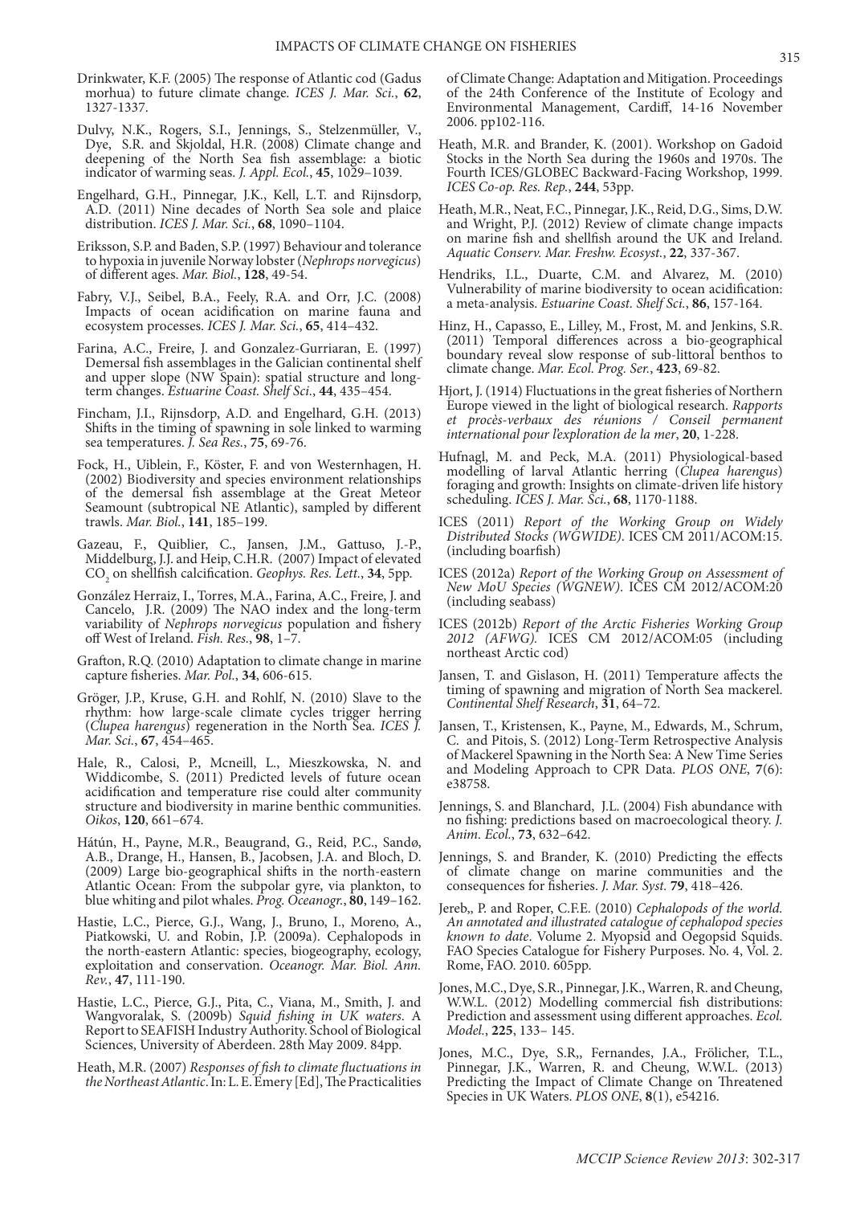Drinkwater, K.F. (2005) The response of Atlantic cod (Gadus morhua) to future climate change. *ICES J. Mar. Sci.*, **62**, 1327-1337.

Dulvy, N.K., Rogers, S.I., Jennings, S., Stelzenmüller, V., Dye, S.R. and Skjoldal, H.R. (2008) Climate change and deepening of the North Sea fish assemblage: a biotic indicator of warming seas. *J. Appl. Ecol.*, **45**, 1029–1039.

Engelhard, G.H., Pinnegar, J.K., Kell, L.T. and Rijnsdorp, A.D. (2011) Nine decades of North Sea sole and plaice distribution. *ICES J. Mar. Sci.*, **68**, 1090–1104.

Eriksson, S.P. and Baden, S.P. (1997) Behaviour and tolerance to hypoxia in juvenile Norway lobster (*Nephrops norvegicus*) of different ages. *Mar. Biol.*, **128**, 49-54.

Fabry, V.J., Seibel, B.A., Feely, R.A. and Orr, J.C. (2008) Impacts of ocean acidification on marine fauna and ecosystem processes. *ICES J. Mar. Sci.*, **65**, 414–432.

Farina, A.C., Freire, J. and Gonzalez-Gurriaran, E. (1997) Demersal fish assemblages in the Galician continental shelf and upper slope (NW Spain): spatial structure and long-term changes. *Estuarine Coast. Shelf Sci.*, **44**, 435–454.

Fincham, J.I., Rijnsdorp, A.D. and Engelhard, G.H. (2013) Shifts in the timing of spawning in sole linked to warming sea temperatures. *J. Sea Res.*, **75**, 69-76.

Fock, H., Uiblein, F., Köster, F. and von Westernhagen, H. (2002) Biodiversity and species environment relationships of the demersal fish assemblage at the Great Meteor Seamount (subtropical NE Atlantic), sampled by different trawls. *Mar. Biol.*, **141**, 185–199.

Gazeau, F., Quiblier, C., Jansen, J.M., Gattuso, J.-P., Middelburg, J.J. and Heip, C.H.R. (2007) Impact of elevated $CO_2$ on shellfish calcification. *Geophys. Res. Lett.*, **34**, 5pp.

González Herraiz, I., Torres, M.A., Farina, A.C., Freire, J. and Cancelo, J.R. (2009) The NAO index and the long-term variability of *Nephrops norvegicus* population and fishery off West of Ireland. *Fish. Res.*, **98**, 1–7.

Grafton, R.Q. (2010) Adaptation to climate change in marine capture fisheries. *Mar. Pol.*, **34**, 606-615.

Gröger, J.P., Kruse, G.H. and Rohlf, N. (2010) Slave to the rhythm: how large-scale climate cycles trigger herring (*Clupea harengus*) regeneration in the North Sea. *ICES J. Mar. Sci.*, **67**, 454–465.

Hale, R., Calosi, P., Mcneill, L., Mieszkowska, N. and Widdicombe, S. (2011) Predicted levels of future ocean acidification and temperature rise could alter community structure and biodiversity in marine benthic communities. *Oikos*, **120**, 661–674.

Hátún, H., Payne, M.R., Beaugrand, G., Reid, P.C., Sandø, A.B., Drange, H., Hansen, B., Jacobsen, J.A. and Bloch, D. (2009) Large bio-geographical shifts in the north-eastern Atlantic Ocean: From the subpolar gyre, via plankton, to blue whiting and pilot whales. *Prog. Oceanogr.*, **80**, 149–162.

Hastie, L.C., Pierce, G.J., Wang, J., Bruno, I., Moreno, A., Piatkowski, U. and Robin, J.P. (2009a). Cephalopods in the north-eastern Atlantic: species, biogeography, ecology, exploitation and conservation. *Oceanogr. Mar. Biol. Ann. Rev.*, **47**, 111-190.

Hastie, L.C., Pierce, G.J., Pita, C., Viana, M., Smith, J. and Wangvoralak, S. (2009b) *Squid fishing in UK waters*. A Report to SEAFISH Industry Authority. School of Biological Sciences, University of Aberdeen. 28th May 2009. 84pp.

Heath, M.R. (2007) *Responses of fish to climate fluctuations in the Northeast Atlantic*. In: L. E. Emery [Ed], The Practicalities of Climate Change: Adaptation and Mitigation. Proceedings of the 24th Conference of the Institute of Ecology and Environmental Management, Cardiff, 14-16 November 2006. pp102-116.

Heath, M.R. and Brander, K. (2001). Workshop on Gadoid Stocks in the North Sea during the 1960s and 1970s. The Fourth ICES/GLOBEC Backward-Facing Workshop, 1999. *ICES Co-op. Res. Rep.*, **244**, 53pp.

Heath, M.R., Neat, F.C., Pinnegar, J.K., Reid, D.G., Sims, D.W. and Wright, P.J. (2012) Review of climate change impacts on marine fish and shellfish around the UK and Ireland. *Aquatic Conserv. Mar. Freshw. Ecosyst.*, **22**, 337-367.

Hendriks, I.L., Duarte, C.M. and Alvarez, M. (2010) Vulnerability of marine biodiversity to ocean acidification: a meta-analysis. *Estuarine Coast. Shelf Sci.*, **86**, 157-164.

Hinz, H., Capasso, E., Lilley, M., Frost, M. and Jenkins, S.R. (2011) Temporal differences across a bio-geographical boundary reveal slow response of sub-littoral benthos to climate change. *Mar. Ecol. Prog. Ser.*, **423**, 69-82.

Hjort, J. (1914) Fluctuations in the great fisheries of Northern Europe viewed in the light of biological research. *Rapports et procès-verbaux des réunions / Conseil permanent international pour l'exploration de la mer*, **20**, 1-228.

Hufnagl, M. and Peck, M.A. (2011) Physiological-based modelling of larval Atlantic herring (*Clupea harengus*) foraging and growth: Insights on climate-driven life history scheduling. *ICES J. Mar. Sci.*, **68**, 1170-1188.

ICES (2011) *Report of the Working Group on Widely Distributed Stocks (WGWIDE)*. ICES CM 2011/ACOM:15. (including boarfish)

ICES (2012a) *Report of the Working Group on Assessment of New MoU Species (WGNEW)*. ICES CM 2012/ACOM:20 (including seabass)

ICES (2012b) *Report of the Arctic Fisheries Working Group 2012 (AFWG).* ICES CM 2012/ACOM:05 (including northeast Arctic cod)

Jansen, T. and Gislason, H. (2011) Temperature affects the timing of spawning and migration of North Sea mackerel. *Continental Shelf Research*, **31**, 64–72.

Jansen, T., Kristensen, K., Payne, M., Edwards, M., Schrum, C. and Pitois, S. (2012) Long-Term Retrospective Analysis of Mackerel Spawning in the North Sea: A New Time Series and Modeling Approach to CPR Data. *PLOS ONE*, **7**(6): e38758.

Jennings, S. and Blanchard, J.L. (2004) Fish abundance with no fishing: predictions based on macroecological theory. *J. Anim. Ecol.*, **73**, 632–642.

Jennings, S. and Brander, K. (2010) Predicting the effects of climate change on marine communities and the consequences for fisheries. *J. Mar. Syst.* **79**, 418–426.

Jereb,, P. and Roper, C.F.E. (2010) *Cephalopods of the world. An annotated and illustrated catalogue of cephalopod species known to date*. Volume 2. Myopsid and Oegopsid Squids. FAO Species Catalogue for Fishery Purposes. No. 4, Vol. 2. Rome, FAO. 2010. 605pp.

Jones, M.C., Dye, S.R., Pinnegar, J.K., Warren, R. and Cheung, W.W.L. (2012) Modelling commercial fish distributions: Prediction and assessment using different approaches. *Ecol. Model.*, **225**, 133– 145.

Jones, M.C., Dye, S.R,, Fernandes, J.A., Frölicher, T.L., Pinnegar, J.K., Warren, R. and Cheung, W.W.L. (2013) Predicting the Impact of Climate Change on Threatened Species in UK Waters. *PLOS ONE*, **8**(1), e54216.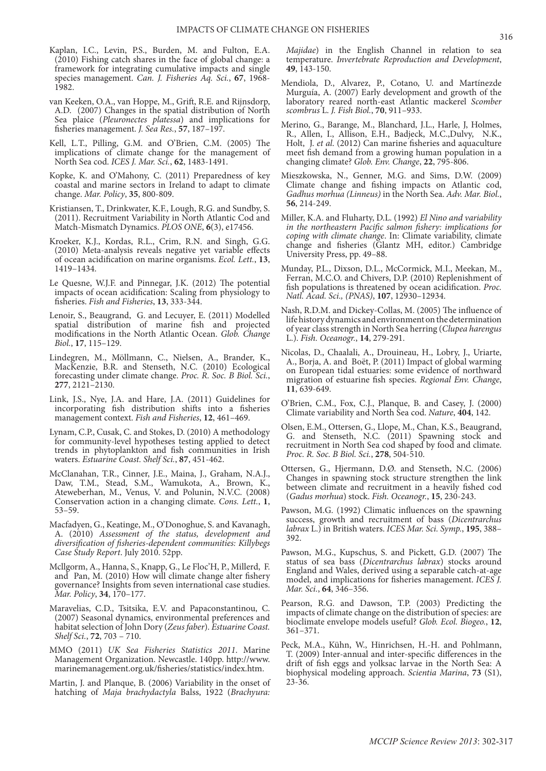Kaplan, I.C., Levin, P.S., Burden, M. and Fulton, E.A. (2010) Fishing catch shares in the face of global change: a framework for integrating cumulative impacts and single species management. *Can. J. Fisheries Aq. Sci.*, **67**, 1968-1982.

van Keeken, O.A., van Hoppe, M., Grift, R.E. and Rijnsdorp, A.D. (2007) Changes in the spatial distribution of North Sea plaice (*Pleuronectes platessa*) and implications for fisheries management. *J. Sea Res.*, **57**, 187–197.

Kell, L.T., Pilling, G.M. and O'Brien, C.M. (2005) The implications of climate change for the management of North Sea cod. *ICES J. Mar. Sci.*, **62**, 1483-1491.

Kopke, K. and O'Mahony, C. (2011) Preparedness of key coastal and marine sectors in Ireland to adapt to climate change. *Mar. Policy*, **35**, 800-809.

Kristiansen, T., Drinkwater, K.F., Lough, R.G. and Sundby, S. (2011). Recruitment Variability in North Atlantic Cod and Match-Mismatch Dynamics. *PLOS ONE*, **6**(3), e17456.

Kroeker, K.J., Kordas, R.L., Crim, R.N. and Singh, G.G. (2010) Meta-analysis reveals negative yet variable effects of ocean acidification on marine organisms. *Ecol. Lett.*, **13**, 1419–1434.

Le Quesne, W.J.F. and Pinnegar, J.K. (2012) The potential impacts of ocean acidification: Scaling from physiology to fisheries. *Fish and Fisheries*, **13**, 333-344.

Lenoir, S., Beaugrand, G. and Lecuyer, E. (2011) Modelled spatial distribution of marine fish and projected modifications in the North Atlantic Ocean. *Glob. Change Biol.*, **17**, 115–129.

Lindegren, M., Möllmann, C., Nielsen, A., Brander, K., MacKenzie, B.R. and Stenseth, N.C. (2010) Ecological forecasting under climate change. *Proc. R. Soc. B Biol. Sci.*, **277**, 2121–2130.

Link, J.S., Nye, J.A. and Hare, J.A. (2011) Guidelines for incorporating fish distribution shifts into a fisheries management context. *Fish and Fisheries*, **12**, 461–469.

Lynam, C.P., Cusak, C. and Stokes, D. (2010) A methodology for community-level hypotheses testing applied to detect trends in phytoplankton and fish communities in Irish waters. *Estuarine Coast. Shelf Sci.*, **87**, 451-462.

McClanahan, T.R., Cinner, J.E., Maina, J., Graham, N.A.J., Daw, T.M., Stead, S.M., Wamukota, A., Brown, K., Ateweberhan, M., Venus, V. and Polunin, N.V.C. (2008) Conservation action in a changing climate. *Cons. Lett.*, **1**, 53–59.

Macfadyen, G., Keatinge, M., O'Donoghue, S. and Kavanagh, A. (2010) *Assessment of the status, development and diversification of fisheries-dependent communities: Killybegs Case Study Report*. July 2010. 52pp.

Mcllgorm, A., Hanna, S., Knapp, G., Le Floc'H, P., Millerd, F. and Pan, M. (2010) How will climate change alter fishery governance? Insights from seven international case studies. *Mar. Policy*, **34**, 170–177.

Maravelias, C.D., Tsitsika, E.V. and Papaconstantinou, C. (2007) Seasonal dynamics, environmental preferences and habitat selection of John Dory (*Zeus faber*). *Estuarine Coast. Shelf Sci.*, **72**, 703 – 710.

MMO (2011) *UK Sea Fisheries Statistics 2011*. Marine Management Organization. Newcastle. 140pp. http://www.marinemanagement.org.uk/fisheries/statistics/index.htm.

Martin, J. and Planque, B. (2006) Variability in the onset of hatching of *Maja brachydactyla* Balss, 1922 (*Brachyura: Majidae*) in the English Channel in relation to sea temperature. *Invertebrate Reproduction and Development*, **49**, 143-150.

Mendiola, D., Alvarez, P., Cotano, U. and Martínezde Murguía, A. (2007) Early development and growth of the laboratory reared north-east Atlantic mackerel *Scomber scombrus* L. *J. Fish Biol.*, **70**, 911–933.

Merino, G., Barange, M., Blanchard, J.L., Harle, J, Holmes, R., Allen, I., Allison, E.H., Badjeck, M.C.,Dulvy, N.K., Holt, J. *et al*. (2012) Can marine fisheries and aquaculture meet fish demand from a growing human population in a changing climate? *Glob. Env. Change*, **22**, 795-806.

Mieszkowska, N., Genner, M.G. and Sims, D.W. (2009) Climate change and fishing impacts on Atlantic cod, *Gadhus morhua (Linneus)* in the North Sea. *Adv. Mar. Biol.*, **56**, 214-249.

Miller, K.A. and Fluharty, D.L. (1992) *El Nino and variability in the northeastern Pacific salmon fishery: implications for coping with climate change*. In: Climate variability, climate change and fisheries (Glantz MH, editor.) Cambridge University Press, pp. 49–88.

Munday, P.L., Dixson, D.L., McCormick, M.I., Meekan, M., Ferran, M.C.O. and Chivers, D.P. (2010) Replenishment of fish populations is threatened by ocean acidification. *Proc. Natl. Acad. Sci., (PNAS)*, **107**, 12930–12934.

Nash, R.D.M. and Dickey-Collas, M. (2005) The influence of life history dynamics and environment on the determination of year class strength in North Sea herring (*Clupea harengus* L.). *Fish. Oceanogr.*, **14**, 279-291.

Nicolas, D., Chaalali, A., Drouineau, H., Lobry, J., Uriarte, A., Borja, A. and Boët, P. (2011) Impact of global warming on European tidal estuaries: some evidence of northward migration of estuarine fish species. *Regional Env. Change*, **11**, 639-649.

O'Brien, C.M., Fox, C.J., Planque, B. and Casey, J. (2000) Climate variability and North Sea cod. *Nature*, **404**, 142.

Olsen, E.M., Ottersen, G., Llope, M., Chan, K.S., Beaugrand, G. and Stenseth, N.C. (2011) Spawning stock and recruitment in North Sea cod shaped by food and climate. *Proc. R. Soc. B Biol. Sci.*, **278**, 504-510.

Ottersen, G., Hjermann, D.Ø. and Stenseth, N.C. (2006) Changes in spawning stock structure strengthen the link between climate and recruitment in a heavily fished cod (*Gadus morhua*) stock. *Fish. Oceanogr.*, **15**, 230-243.

Pawson, M.G. (1992) Climatic influences on the spawning success, growth and recruitment of bass (*Dicentrarchus labrax* L.) in British waters. *ICES Mar. Sci. Symp.*, **195**, 388–392.

Pawson, M.G., Kupschus, S. and Pickett, G.D. (2007) The status of sea bass (*Dicentrarchus labrax*) stocks around England and Wales, derived using a separable catch-at-age model, and implications for fisheries management. *ICES J. Mar. Sci.*, **64**, 346–356.

Pearson, R.G. and Dawson, T.P. (2003) Predicting the impacts of climate change on the distribution of species: are bioclimate envelope models useful? *Glob. Ecol. Biogeo.*, **12**, 361–371.

Peck, M.A., Kühn, W., Hinrichsen, H.-H. and Pohlmann, T. (2009) Inter-annual and inter-specific differences in the drift of fish eggs and yolksac larvae in the North Sea: A biophysical modeling approach. *Scientia Marina*, **73** (S1), 23-36.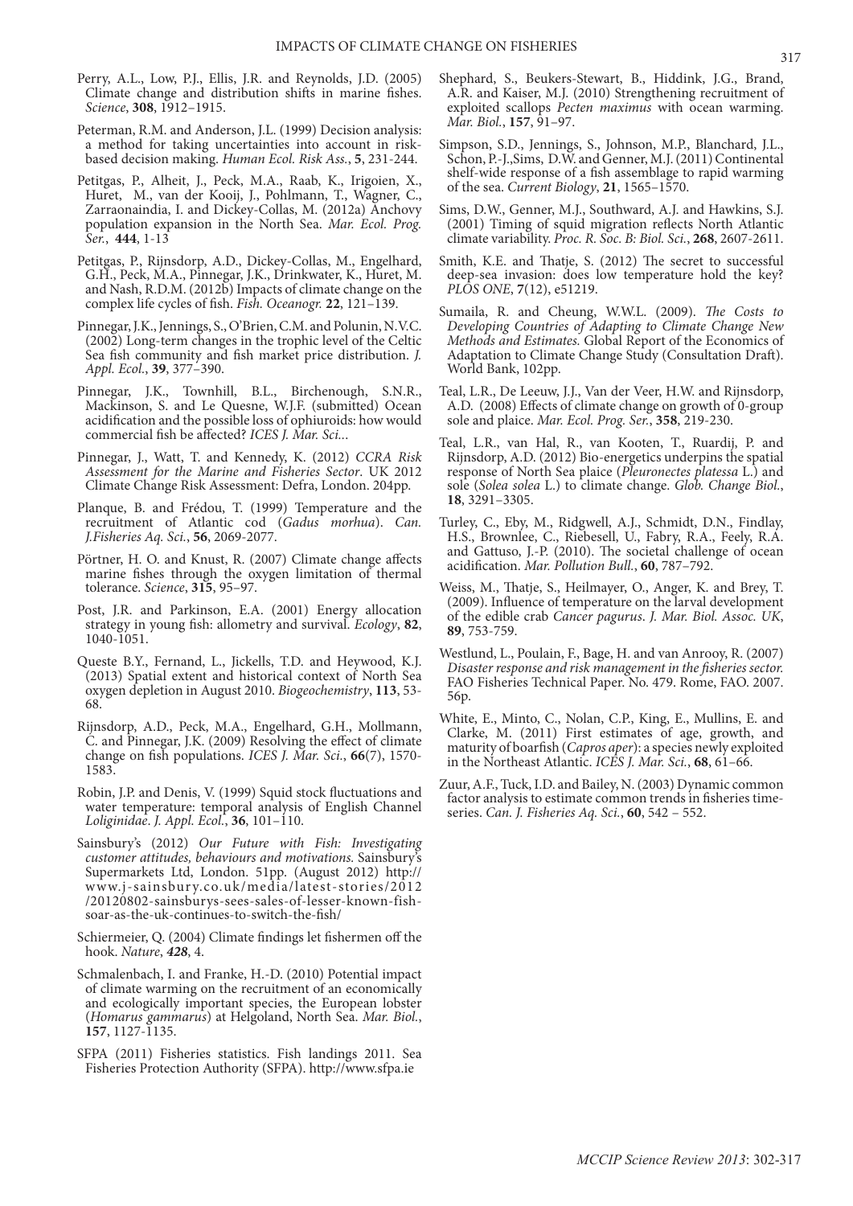Perry, A.L., Low, P.J., Ellis, J.R. and Reynolds, J.D. (2005) Climate change and distribution shifts in marine fishes. *Science*, **308**, 1912–1915.

Peterman, R.M. and Anderson, J.L. (1999) Decision analysis: a method for taking uncertainties into account in risk-based decision making. *Human Ecol. Risk Ass.*, **5**, 231-244.

Petitgas, P., Alheit, J., Peck, M.A., Raab, K., Irigoien, X., Huret, M., van der Kooij, J., Pohlmann, T., Wagner, C., Zarraonaindia, I. and Dickey-Collas, M. (2012a) Anchovy population expansion in the North Sea. *Mar. Ecol. Prog. Ser.*, **444**, 1-13

Petitgas, P., Rijnsdorp, A.D., Dickey-Collas, M., Engelhard, G.H., Peck, M.A., Pinnegar, J.K., Drinkwater, K., Huret, M. and Nash, R.D.M. (2012b) Impacts of climate change on the complex life cycles of fish. *Fish. Oceanogr.* **22**, 121–139.

Pinnegar, J.K., Jennings, S., O'Brien, C.M. and Polunin, N.V.C. (2002) Long-term changes in the trophic level of the Celtic Sea fish community and fish market price distribution. *J. Appl. Ecol.*, **39**, 377–390.

Pinnegar, J.K., Townhill, B.L., Birchenough, S.N.R., Mackinson, S. and Le Quesne, W.J.F. (submitted) Ocean acidification and the possible loss of ophiuroids: how would commercial fish be affected? *ICES J. Mar. Sci...*

Pinnegar, J., Watt, T. and Kennedy, K. (2012) *CCRA Risk Assessment for the Marine and Fisheries Sector*. UK 2012 Climate Change Risk Assessment: Defra, London. 204pp.

Planque, B. and Frédou, T. (1999) Temperature and the recruitment of Atlantic cod (*Gadus morhua*). *Can. J.Fisheries Aq. Sci.*, **56**, 2069-2077.

Pörtner, H. O. and Knust, R. (2007) Climate change affects marine fishes through the oxygen limitation of thermal tolerance. *Science*, **315**, 95–97.

Post, J.R. and Parkinson, E.A. (2001) Energy allocation strategy in young fish: allometry and survival. *Ecology*, **82**, 1040-1051.

Queste B.Y., Fernand, L., Jickells, T.D. and Heywood, K.J. (2013) Spatial extent and historical context of North Sea oxygen depletion in August 2010. *Biogeochemistry*, **113**, 53-68.

Rijnsdorp, A.D., Peck, M.A., Engelhard, G.H., Mollmann, C. and Pinnegar, J.K. (2009) Resolving the effect of climate change on fish populations. *ICES J. Mar. Sci.*, **66**(7), 1570-1583.

Robin, J.P. and Denis, V. (1999) Squid stock fluctuations and water temperature: temporal analysis of English Channel *Loliginidae*. *J. Appl. Ecol.*, **36**, 101–110.

Sainsbury's (2012) *Our Future with Fish: Investigating customer attitudes, behaviours and motivations.* Sainsbury's Supermarkets Ltd, London. 51pp. (August 2012) http://www.j-sainsbury.co.uk/media/latest-stories/2012/20120802-sainsburys-sees-sales-of-lesser-known-fish-soar-as-the-uk-continues-to-switch-the-fish/

Schiermeier, Q. (2004) Climate findings let fishermen off the hook. *Nature*, ***428***, 4.

Schmalenbach, I. and Franke, H.-D. (2010) Potential impact of climate warming on the recruitment of an economically and ecologically important species, the European lobster (*Homarus gammarus*) at Helgoland, North Sea. *Mar. Biol.*, **157**, 1127-1135.

SFPA (2011) Fisheries statistics. Fish landings 2011. Sea Fisheries Protection Authority (SFPA). http://www.sfpa.ie

Shephard, S., Beukers-Stewart, B., Hiddink, J.G., Brand, A.R. and Kaiser, M.J. (2010) Strengthening recruitment of exploited scallops *Pecten maximus* with ocean warming. *Mar. Biol.*, **157**, 91–97.

Simpson, S.D., Jennings, S., Johnson, M.P., Blanchard, J.L., Schon, P.-J.,Sims, D.W. and Genner, M.J. (2011) Continental shelf-wide response of a fish assemblage to rapid warming of the sea. *Current Biology*, **21**, 1565–1570.

Sims, D.W., Genner, M.J., Southward, A.J. and Hawkins, S.J. (2001) Timing of squid migration reflects North Atlantic climate variability. *Proc. R. Soc. B: Biol. Sci.*, **268**, 2607-2611.

Smith, K.E. and Thatje, S. (2012) The secret to successful deep-sea invasion: does low temperature hold the key? *PLOS ONE*, **7**(12), e51219.

Sumaila, R. and Cheung, W.W.L. (2009). *The Costs to Developing Countries of Adapting to Climate Change New Methods and Estimates.* Global Report of the Economics of Adaptation to Climate Change Study (Consultation Draft). World Bank, 102pp.

Teal, L.R., De Leeuw, J.J., Van der Veer, H.W. and Rijnsdorp, A.D. (2008) Effects of climate change on growth of 0-group sole and plaice. *Mar. Ecol. Prog. Ser.*, **358**, 219-230.

Teal, L.R., van Hal, R., van Kooten, T., Ruardij, P. and Rijnsdorp, A.D. (2012) Bio-energetics underpins the spatial response of North Sea plaice (*Pleuronectes platessa* L.) and sole (*Solea solea* L.) to climate change. *Glob. Change Biol.*, **18**, 3291–3305.

Turley, C., Eby, M., Ridgwell, A.J., Schmidt, D.N., Findlay, H.S., Brownlee, C., Riebesell, U., Fabry, R.A., Feely, R.A. and Gattuso, J.-P. (2010). The societal challenge of ocean acidification. *Mar. Pollution Bull.*, **60**, 787–792.

Weiss, M., Thatje, S., Heilmayer, O., Anger, K. and Brey, T. (2009). Influence of temperature on the larval development of the edible crab *Cancer pagurus*. *J. Mar. Biol. Assoc. UK*, **89**, 753-759.

Westlund, L., Poulain, F., Bage, H. and van Anrooy, R. (2007) *Disaster response and risk management in the fisheries sector.* FAO Fisheries Technical Paper. No. 479. Rome, FAO. 2007. 56p.

White, E., Minto, C., Nolan, C.P., King, E., Mullins, E. and Clarke, M. (2011) First estimates of age, growth, and maturity of boarfish (*Capros aper*): a species newly exploited in the Northeast Atlantic. *ICES J. Mar. Sci.*, **68**, 61–66.

Zuur, A.F., Tuck, I.D. and Bailey, N. (2003) Dynamic common factor analysis to estimate common trends in fisheries time-series. *Can. J. Fisheries Aq. Sci.*, **60**, 542 – 552.